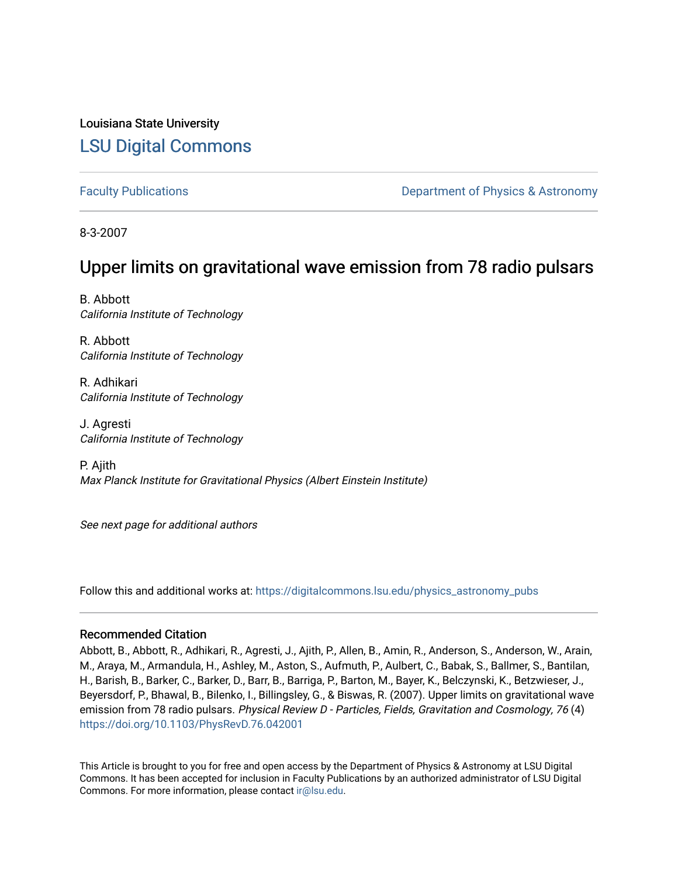Louisiana State University

# LSU Digital Commons

Faculty Publications | Department of Physics & Astronomy

8-3-2007

## Upper limits on gravitational wave emission from 78 radio pulsars

B. Abbott
*California Institute of Technology*

R. Abbott
*California Institute of Technology*

R. Adhikari
*California Institute of Technology*

J. Agresti
*California Institute of Technology*

P. Ajith
*Max Planck Institute for Gravitational Physics (Albert Einstein Institute)*

*See next page for additional authors*

Follow this and additional works at: https://digitalcommons.lsu.edu/physics_astronomy_pubs

### Recommended Citation

Abbott, B., Abbott, R., Adhikari, R., Agresti, J., Ajith, P., Allen, B., Amin, R., Anderson, S., Anderson, W., Arain, M., Araya, M., Armandula, H., Ashley, M., Aston, S., Aufmuth, P., Aulbert, C., Babak, S., Ballmer, S., Bantilan, H., Barish, B., Barker, C., Barker, D., Barr, B., Barriga, P., Barton, M., Bayer, K., Belczynski, K., Betzwieser, J., Beyersdorf, P., Bhawal, B., Bilenko, I., Billingsley, G., & Biswas, R. (2007). Upper limits on gravitational wave emission from 78 radio pulsars. *Physical Review D - Particles, Fields, Gravitation and Cosmology, 76* (4) https://doi.org/10.1103/PhysRevD.76.042001

This Article is brought to you for free and open access by the Department of Physics & Astronomy at LSU Digital Commons. It has been accepted for inclusion in Faculty Publications by an authorized administrator of LSU Digital Commons. For more information, please contact ir@lsu.edu.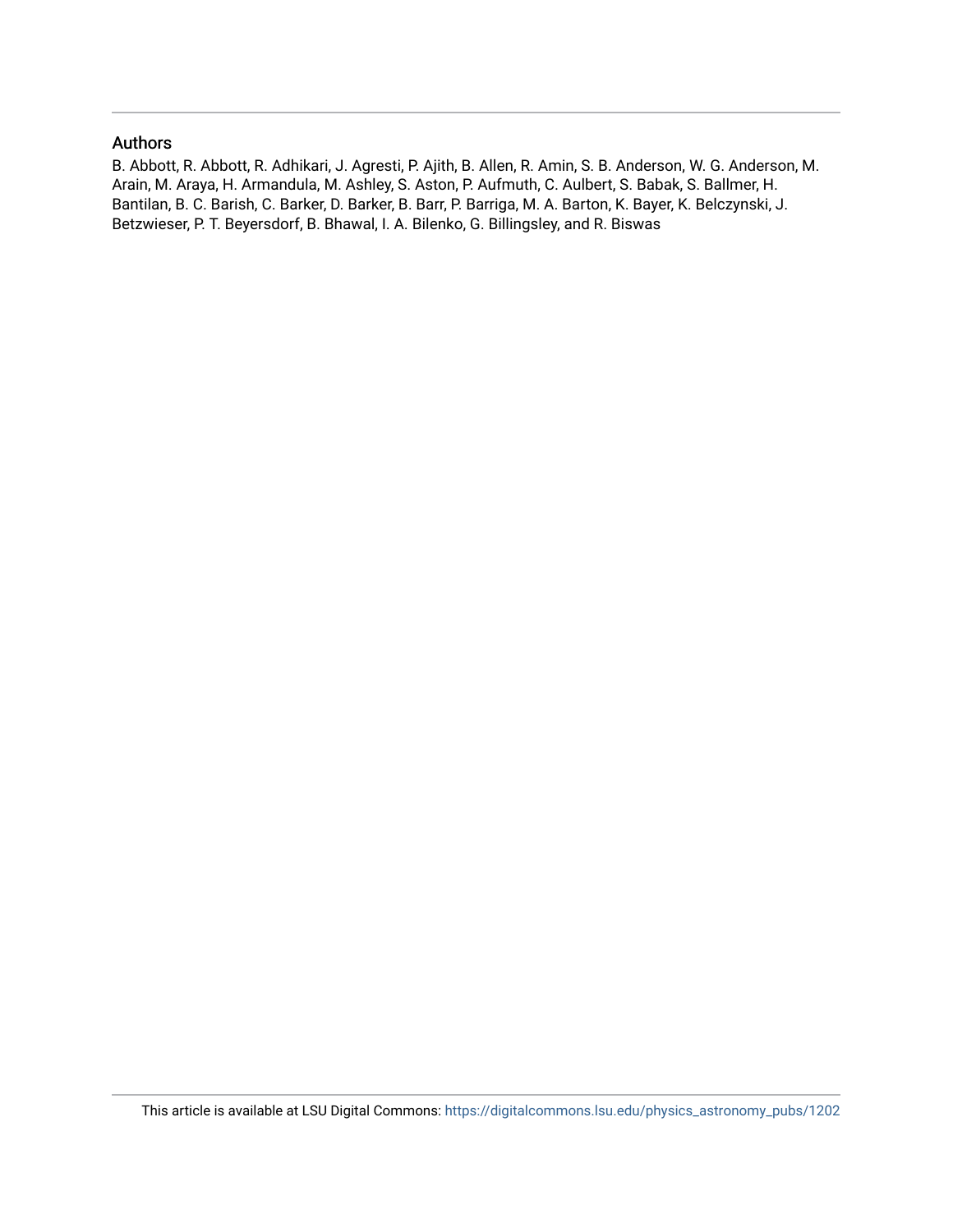## Authors

B. Abbott, R. Abbott, R. Adhikari, J. Agresti, P. Ajith, B. Allen, R. Amin, S. B. Anderson, W. G. Anderson, M. Arain, M. Araya, H. Armandula, M. Ashley, S. Aston, P. Aufmuth, C. Aulbert, S. Babak, S. Ballmer, H. Bantilan, B. C. Barish, C. Barker, D. Barker, B. Barr, P. Barriga, M. A. Barton, K. Bayer, K. Belczynski, J. Betzwieser, P. T. Beyersdorf, B. Bhawal, I. A. Bilenko, G. Billingsley, and R. Biswas

This article is available at LSU Digital Commons: https://digitalcommons.lsu.edu/physics_astronomy_pubs/1202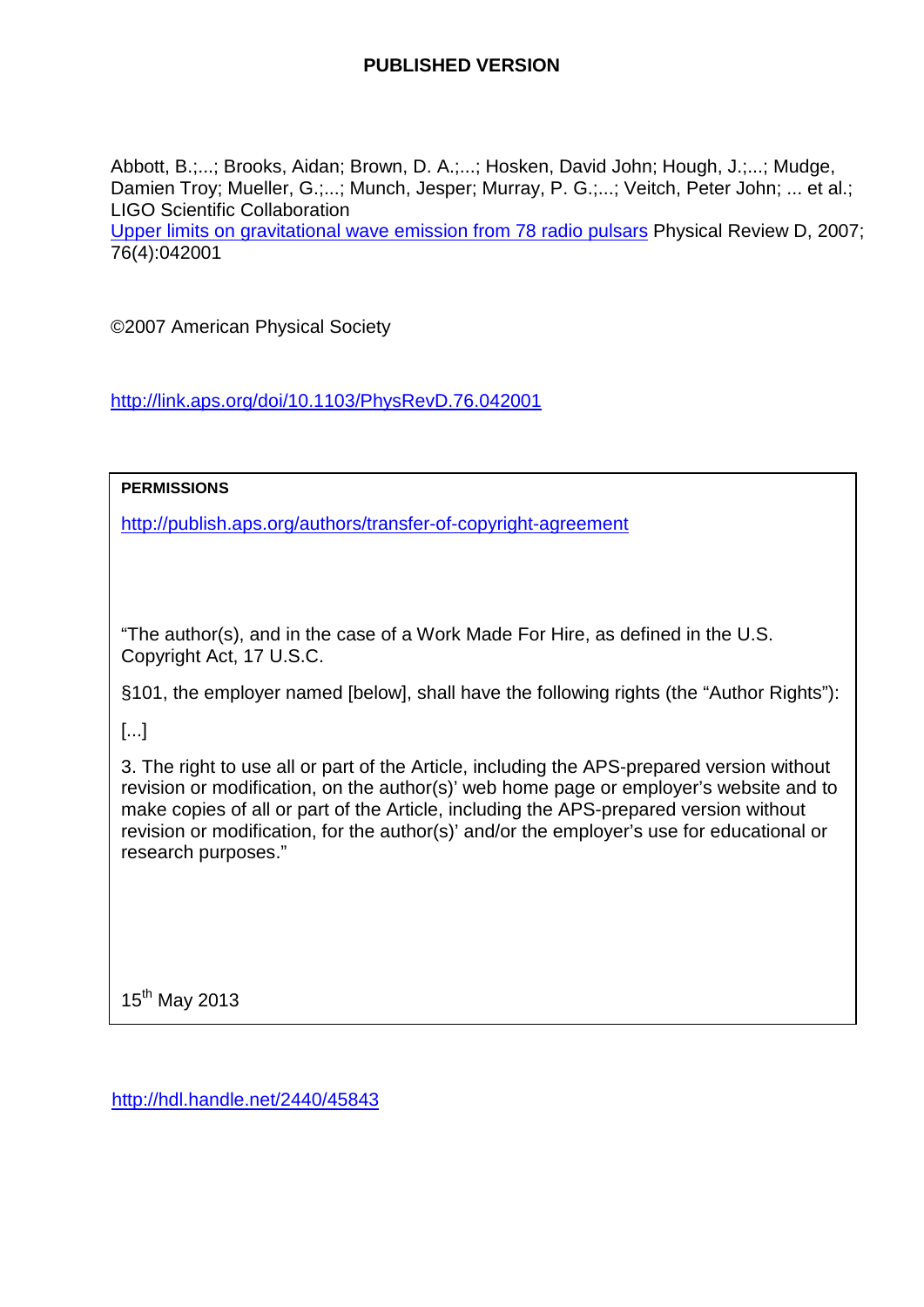**PUBLISHED VERSION**

Abbott, B.;...; Brooks, Aidan; Brown, D. A.;...; Hosken, David John; Hough, J.;...; Mudge, Damien Troy; Mueller, G.;...; Munch, Jesper; Murray, P. G.;...; Veitch, Peter John; ... et al.; LIGO Scientific Collaboration

[Upper limits on gravitational wave emission from 78 radio pulsars](http://link.aps.org/doi/10.1103/PhysRevD.76.042001) Physical Review D, 2007; 76(4):042001

©2007 American Physical Society

http://link.aps.org/doi/10.1103/PhysRevD.76.042001

---

**PERMISSIONS**

http://publish.aps.org/authors/transfer-of-copyright-agreement

"The author(s), and in the case of a Work Made For Hire, as defined in the U.S. Copyright Act, 17 U.S.C.

§101, the employer named [below], shall have the following rights (the "Author Rights"):

[...]

3. The right to use all or part of the Article, including the APS-prepared version without revision or modification, on the author(s)' web home page or employer's website and to make copies of all or part of the Article, including the APS-prepared version without revision or modification, for the author(s)' and/or the employer's use for educational or research purposes."

15th May 2013

---

http://hdl.handle.net/2440/45843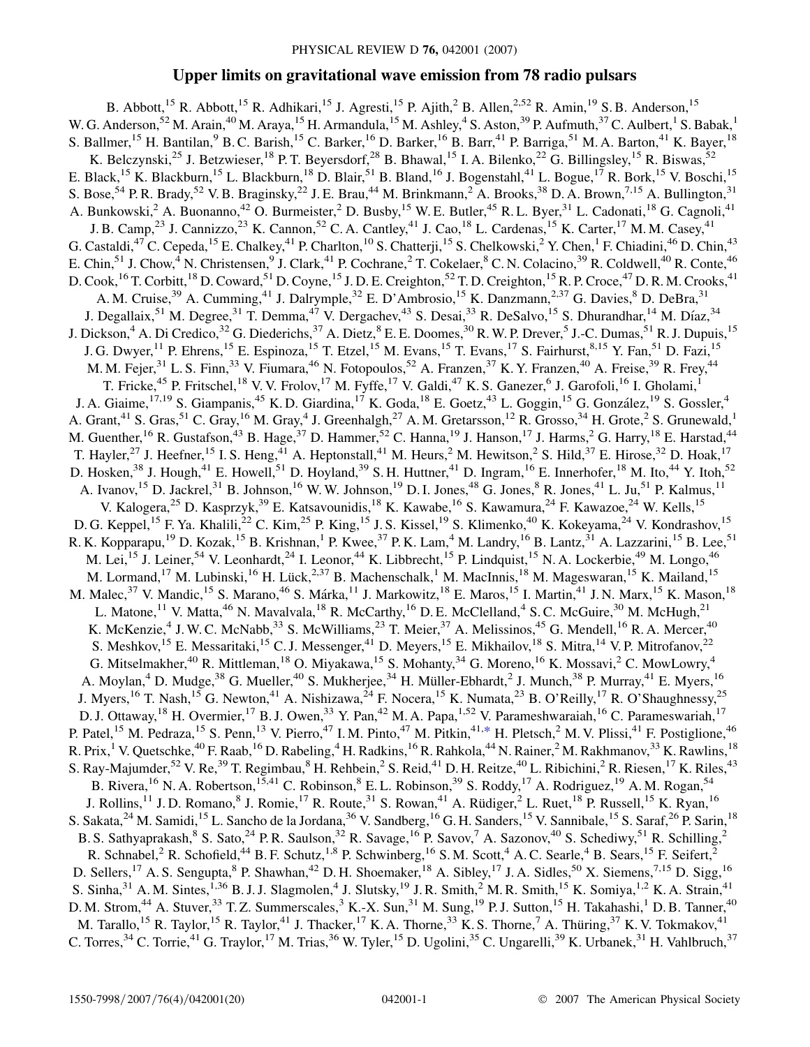# Upper limits on gravitational wave emission from 78 radio pulsars

B. Abbott,[15] R. Abbott,[15] R. Adhikari,[15] J. Agresti,[15] P. Ajith,[2] B. Allen,[2,52] R. Amin,[19] S. B. Anderson,[15] W. G. Anderson,[52] M. Arain,[40] M. Araya,[15] H. Armandula,[15] M. Ashley,[4] S. Aston,[39] P. Aufmuth,[37] C. Aulbert,[1] S. Babak,[1] S. Ballmer,[15] H. Bantilan,[9] B. C. Barish,[15] C. Barker,[16] D. Barker,[16] B. Barr,[41] P. Barriga,[51] M. A. Barton,[41] K. Bayer,[18] K. Belczynski,[25] J. Betzwieser,[18] P. T. Beyersdorf,[28] B. Bhawal,[15] I. A. Bilenko,[22] G. Billingsley,[15] R. Biswas,[52] E. Black,[15] K. Blackburn,[15] L. Blackburn,[18] D. Blair,[51] B. Bland,[16] J. Bogenstahl,[41] L. Bogue,[17] R. Bork,[15] V. Boschi,[15] S. Bose,[54] P. R. Brady,[52] V. B. Braginsky,[22] J. E. Brau,[44] M. Brinkmann,[2] A. Brooks,[38] D. A. Brown,[7,15] A. Bullington,[31] A. Bunkowski,[2] A. Buonanno,[42] O. Burmeister,[2] D. Busby,[15] W. E. Butler,[45] R. L. Byer,[31] L. Cadonati,[18] G. Cagnoli,[41] J. B. Camp,[23] J. Cannizzo,[23] K. Cannon,[52] C. A. Cantley,[41] J. Cao,[18] L. Cardenas,[15] K. Carter,[17] M. M. Casey,[41] G. Castaldi,[47] C. Cepeda,[15] E. Chalkey,[41] P. Charlton,[10] S. Chatterji,[15] S. Chelkowski,[2] Y. Chen,[1] F. Chiadini,[46] D. Chin,[43] E. Chin,[51] J. Chow,[4] N. Christensen,[9] J. Clark,[41] P. Cochrane,[2] T. Cokelaer,[8] C. N. Colacino,[39] R. Coldwell,[40] R. Conte,[46] D. Cook,[16] T. Corbitt,[18] D. Coward,[51] D. Coyne,[15] J. D. E. Creighton,[52] T. D. Creighton,[15] R. P. Croce,[47] D. R. M. Crooks,[41] A. M. Cruise,[39] A. Cumming,[41] J. Dalrymple,[32] E. D'Ambrosio,[15] K. Danzmann,[2,37] G. Davies,[8] D. DeBra,[31] J. Degallaix,[51] M. Degree,[31] T. Demma,[47] V. Dergachev,[43] S. Desai,[33] R. DeSalvo,[15] S. Dhurandhar,[14] M. Díaz,[34] J. Dickson,[4] A. Di Credico,[32] G. Diederichs,[37] A. Dietz,[8] E. E. Doomes,[30] R. W. P. Drever,[5] J.-C. Dumas,[51] R. J. Dupuis,[15] J. G. Dwyer,[11] P. Ehrens,[15] E. Espinoza,[15] T. Etzel,[15] M. Evans,[15] T. Evans,[17] S. Fairhurst,[8,15] Y. Fan,[51] D. Fazi,[15] M. M. Fejer,[31] L. S. Finn,[33] V. Fiumara,[46] N. Fotopoulos,[52] A. Franzen,[37] K. Y. Franzen,[40] A. Freise,[39] R. Frey,[44] T. Fricke,[45] P. Fritschel,[18] V. V. Frolov,[17] M. Fyffe,[17] V. Galdi,[47] K. S. Ganezer,[6] J. Garofoli,[16] I. Gholami,[1] J. A. Giaime,[17,19] S. Giampanis,[45] K. D. Giardina,[17] K. Goda,[18] E. Goetz,[43] L. Goggin,[15] G. González,[19] S. Gossler,[4] A. Grant,[41] S. Gras,[51] C. Gray,[16] M. Gray,[4] J. Greenhalgh,[27] A. M. Gretarsson,[12] R. Grosso,[34] H. Grote,[2] S. Grunewald,[1] M. Guenther,[16] R. Gustafson,[43] B. Hage,[37] D. Hammer,[52] C. Hanna,[19] J. Hanson,[17] J. Harms,[2] G. Harry,[18] E. Harstad,[44] T. Hayler,[27] J. Heefner,[15] I. S. Heng,[41] A. Heptonstall,[41] M. Heurs,[2] M. Hewitson,[2] S. Hild,[37] E. Hirose,[32] D. Hoak,[17] D. Hosken,[38] J. Hough,[41] E. Howell,[51] D. Hoyland,[39] S. H. Huttner,[41] D. Ingram,[16] E. Innerhofer,[18] M. Ito,[44] Y. Itoh,[52] A. Ivanov,[15] D. Jackrel,[31] B. Johnson,[16] W. W. Johnson,[19] D. I. Jones,[48] G. Jones,[8] R. Jones,[41] L. Ju,[51] P. Kalmus,[11] V. Kalogera,[25] D. Kasprzyk,[39] E. Katsavounidis,[18] K. Kawabe,[16] S. Kawamura,[24] F. Kawazoe,[24] W. Kells,[15] D. G. Keppel,[15] F. Ya. Khalili,[22] C. Kim,[25] P. King,[15] J. S. Kissel,[19] S. Klimenko,[40] K. Kokeyama,[24] V. Kondrashov,[15] R. K. Kopparapu,[19] D. Kozak,[15] B. Krishnan,[1] P. Kwee,[37] P. K. Lam,[4] M. Landry,[16] B. Lantz,[31] A. Lazzarini,[15] B. Lee,[51] M. Lei,[15] J. Leiner,[54] V. Leonhardt,[24] I. Leonor,[44] K. Libbrecht,[15] P. Lindquist,[15] N. A. Lockerbie,[49] M. Longo,[46] M. Lormand,[17] M. Lubinski,[16] H. Lück,[2,37] B. Machenschalk,[1] M. MacInnis,[18] M. Mageswaran,[15] K. Mailand,[15] M. Malec,[37] V. Mandic,[15] S. Marano,[46] S. Márka,[11] J. Markowitz,[18] E. Maros,[15] I. Martin,[41] J. N. Marx,[15] K. Mason,[18] L. Matone,[11] V. Matta,[46] N. Mavalvala,[18] R. McCarthy,[16] D. E. McClelland,[4] S. C. McGuire,[30] M. McHugh,[21] K. McKenzie,[4] J. W. C. McNabb,[33] S. McWilliams,[23] T. Meier,[37] A. Melissinos,[45] G. Mendell,[16] R. A. Mercer,[40] S. Meshkov,[15] E. Messaritaki,[15] C. J. Messenger,[41] D. Meyers,[15] E. Mikhailov,[18] S. Mitra,[14] V. P. Mitrofanov,[22] G. Mitselmakher,[40] R. Mittleman,[18] O. Miyakawa,[15] S. Mohanty,[34] G. Moreno,[16] K. Mossavi,[2] C. MowLowry,[4] A. Moylan,[4] D. Mudge,[38] G. Mueller,[40] S. Mukherjee,[34] H. Müller-Ebhardt,[2] J. Munch,[38] P. Murray,[41] E. Myers,[16] J. Myers,[16] T. Nash,[15] G. Newton,[41] A. Nishizawa,[24] F. Nocera,[15] K. Numata,[23] B. O'Reilly,[17] R. O'Shaughnessy,[25] D. J. Ottaway,[18] H. Overmier,[17] B. J. Owen,[33] Y. Pan,[42] M. A. Papa,[1,52] V. Parameshwaraiah,[16] C. Parameswariah,[17] P. Patel,[15] M. Pedraza,[15] S. Penn,[13] V. Pierro,[47] I. M. Pinto,[47] M. Pitkin,[41,*] H. Pletsch,[2] M. V. Plissi,[41] F. Postiglione,[46] R. Prix,[1] V. Quetschke,[40] F. Raab,[16] D. Rabeling,[4] H. Radkins,[16] R. Rahkola,[44] N. Rainer,[2] M. Rakhmanov,[33] K. Rawlins,[18] S. Ray-Majumder,[52] V. Re,[39] T. Regimbau,[8] H. Rehbein,[2] S. Reid,[41] D. H. Reitze,[40] L. Ribichini,[2] R. Riesen,[17] K. Riles,[43] B. Rivera,[16] N. A. Robertson,[15,41] C. Robinson,[8] E. L. Robinson,[39] S. Roddy,[17] A. Rodriguez,[19] A. M. Rogan,[54] J. Rollins,[11] J. D. Romano,[8] J. Romie,[17] R. Route,[31] S. Rowan,[41] A. Rüdiger,[2] L. Ruet,[18] P. Russell,[15] K. Ryan,[16] S. Sakata,[24] M. Samidi,[15] L. Sancho de la Jordana,[36] V. Sandberg,[16] G. H. Sanders,[15] V. Sannibale,[15] S. Saraf,[26] P. Sarin,[18] B. S. Sathyaprakash,[8] S. Sato,[24] P. R. Saulson,[32] R. Savage,[16] P. Savov,[7] A. Sazonov,[40] S. Schediwy,[51] R. Schilling,[2] R. Schnabel,[2] R. Schofield,[44] B. F. Schutz,[1,8] P. Schwinberg,[16] S. M. Scott,[4] A. C. Searle,[4] B. Sears,[15] F. Seifert,[2] D. Sellers,[17] A. S. Sengupta,[8] P. Shawhan,[42] D. H. Shoemaker,[18] A. Sibley,[17] J. A. Sidles,[50] X. Siemens,[7,15] D. Sigg,[16] S. Sinha,[31] A. M. Sintes,[1,36] B. J. J. Slagmolen,[4] J. Slutsky,[19] J. R. Smith,[2] M. R. Smith,[15] K. Somiya,[1,2] K. A. Strain,[41] D. M. Strom,[44] A. Stuver,[33] T. Z. Summerscales,[3] K.-X. Sun,[31] M. Sung,[19] P. J. Sutton,[15] H. Takahashi,[1] D. B. Tanner,[40] M. Tarallo,[15] R. Taylor,[15] R. Taylor,[41] J. Thacker,[17] K. A. Thorne,[33] K. S. Thorne,[7] A. Thüring,[37] K. V. Tokmakov,[41] C. Torres,[34] C. Torrie,[41] G. Traylor,[17] M. Trias,[36] W. Tyler,[15] D. Ugolini,[35] C. Ungarelli,[39] K. Urbanek,[31] H. Vahlbruch,[37]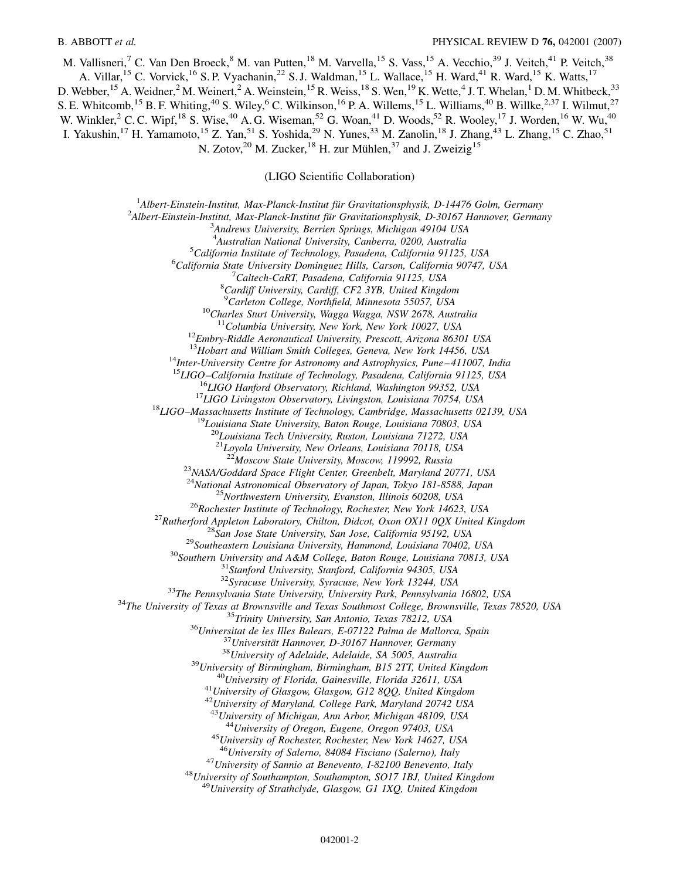M. Vallisneri,[7] C. Van Den Broeck,[8] M. van Putten,[18] M. Varvella,[15] S. Vass,[15] A. Vecchio,[39] J. Veitch,[41] P. Veitch,[38] A. Villar,[15] C. Vorvick,[16] S. P. Vyachanin,[22] S. J. Waldman,[15] L. Wallace,[15] H. Ward,[41] R. Ward,[15] K. Watts,[17] D. Webber,[15] A. Weidner,[2] M. Weinert,[2] A. Weinstein,[15] R. Weiss,[18] S. Wen,[19] K. Wette,[4] J. T. Whelan,[1] D. M. Whitbeck,[33] S. E. Whitcomb,[15] B. F. Whiting,[40] S. Wiley,[6] C. Wilkinson,[16] P. A. Willems,[15] L. Williams,[40] B. Willke,[2,37] I. Wilmut,[27] W. Winkler,[2] C. C. Wipf,[18] S. Wise,[40] A. G. Wiseman,[52] G. Woan,[41] D. Woods,[52] R. Wooley,[17] J. Worden,[16] W. Wu,[40] I. Yakushin,[17] H. Yamamoto,[15] Z. Yan,[51] S. Yoshida,[29] N. Yunes,[33] M. Zanolin,[18] J. Zhang,[43] L. Zhang,[15] C. Zhao,[51] N. Zotov,[20] M. Zucker,[18] H. zur Mühlen,[37] and J. Zweizig[15]

(LIGO Scientific Collaboration)

[1] *Albert-Einstein-Institut, Max-Planck-Institut für Gravitationsphysik, D-14476 Golm, Germany*
[2] *Albert-Einstein-Institut, Max-Planck-Institut für Gravitationsphysik, D-30167 Hannover, Germany*
[3] *Andrews University, Berrien Springs, Michigan 49104 USA*
[4] *Australian National University, Canberra, 0200, Australia*
[5] *California Institute of Technology, Pasadena, California 91125, USA*
[6] *California State University Dominguez Hills, Carson, California 90747, USA*
[7] *Caltech-CaRT, Pasadena, California 91125, USA*
[8] *Cardiff University, Cardiff, CF2 3YB, United Kingdom*
[9] *Carleton College, Northfield, Minnesota 55057, USA*
[10] *Charles Sturt University, Wagga Wagga, NSW 2678, Australia*
[11] *Columbia University, New York, New York 10027, USA*
[12] *Embry-Riddle Aeronautical University, Prescott, Arizona 86301 USA*
[13] *Hobart and William Smith Colleges, Geneva, New York 14456, USA*
[14] *Inter-University Centre for Astronomy and Astrophysics, Pune–411007, India*
[15] *LIGO–California Institute of Technology, Pasadena, California 91125, USA*
[16] *LIGO Hanford Observatory, Richland, Washington 99352, USA*
[17] *LIGO Livingston Observatory, Livingston, Louisiana 70754, USA*
[18] *LIGO–Massachusetts Institute of Technology, Cambridge, Massachusetts 02139, USA*
[19] *Louisiana State University, Baton Rouge, Louisiana 70803, USA*
[20] *Louisiana Tech University, Ruston, Louisiana 71272, USA*
[21] *Loyola University, New Orleans, Louisiana 70118, USA*
[22] *Moscow State University, Moscow, 119992, Russia*
[23] *NASA/Goddard Space Flight Center, Greenbelt, Maryland 20771, USA*
[24] *National Astronomical Observatory of Japan, Tokyo 181-8588, Japan*
[25] *Northwestern University, Evanston, Illinois 60208, USA*
[26] *Rochester Institute of Technology, Rochester, New York 14623, USA*
[27] *Rutherford Appleton Laboratory, Chilton, Didcot, Oxon OX11 0QX United Kingdom*
[28] *San Jose State University, San Jose, California 95192, USA*
[29] *Southeastern Louisiana University, Hammond, Louisiana 70402, USA*
[30] *Southern University and A&M College, Baton Rouge, Louisiana 70813, USA*
[31] *Stanford University, Stanford, California 94305, USA*
[32] *Syracuse University, Syracuse, New York 13244, USA*
[33] *The Pennsylvania State University, University Park, Pennsylvania 16802, USA*
[34] *The University of Texas at Brownsville and Texas Southmost College, Brownsville, Texas 78520, USA*
[35] *Trinity University, San Antonio, Texas 78212, USA*
[36] *Universitat de les Illes Balears, E-07122 Palma de Mallorca, Spain*
[37] *Universität Hannover, D-30167 Hannover, Germany*
[38] *University of Adelaide, Adelaide, SA 5005, Australia*
[39] *University of Birmingham, Birmingham, B15 2TT, United Kingdom*
[40] *University of Florida, Gainesville, Florida 32611, USA*
[41] *University of Glasgow, Glasgow, G12 8QQ, United Kingdom*
[42] *University of Maryland, College Park, Maryland 20742 USA*
[43] *University of Michigan, Ann Arbor, Michigan 48109, USA*
[44] *University of Oregon, Eugene, Oregon 97403, USA*
[45] *University of Rochester, Rochester, New York 14627, USA*
[46] *University of Salerno, 84084 Fisciano (Salerno), Italy*
[47] *University of Sannio at Benevento, I-82100 Benevento, Italy*
[48] *University of Southampton, Southampton, SO17 1BJ, United Kingdom*
[49] *University of Strathclyde, Glasgow, G1 1XQ, United Kingdom*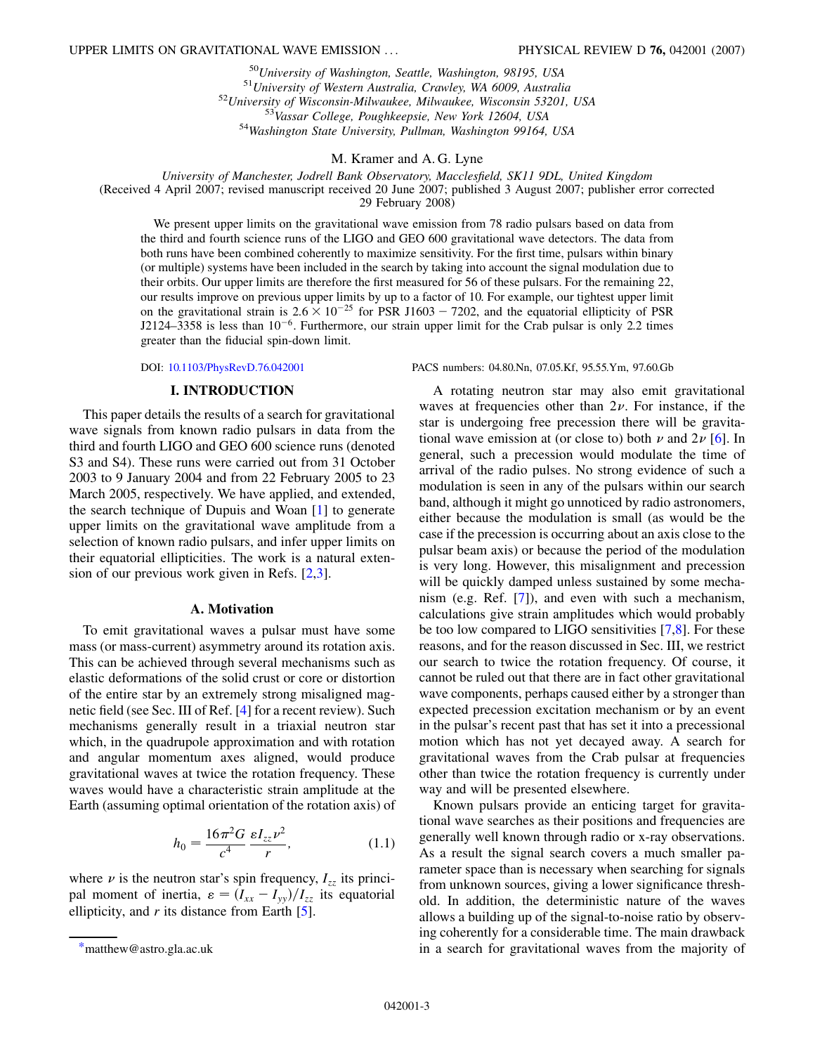[50]*University of Washington, Seattle, Washington, 98195, USA*
[51]*University of Western Australia, Crawley, WA 6009, Australia*
[52]*University of Wisconsin-Milwaukee, Milwaukee, Wisconsin 53201, USA*
[53]*Vassar College, Poughkeepsie, New York 12604, USA*
[54]*Washington State University, Pullman, Washington 99164, USA*

M. Kramer and A. G. Lyne

*University of Manchester, Jodrell Bank Observatory, Macclesfield, SK11 9DL, United Kingdom*
(Received 4 April 2007; revised manuscript received 20 June 2007; published 3 August 2007; publisher error corrected 29 February 2008)

We present upper limits on the gravitational wave emission from 78 radio pulsars based on data from the third and fourth science runs of the LIGO and GEO 600 gravitational wave detectors. The data from both runs have been combined coherently to maximize sensitivity. For the first time, pulsars within binary (or multiple) systems have been included in the search by taking into account the signal modulation due to their orbits. Our upper limits are therefore the first measured for 56 of these pulsars. For the remaining 22, our results improve on previous upper limits by up to a factor of 10. For example, our tightest upper limit on the gravitational strain is $2.6 \times 10^{-25}$ for PSR J1603 − 7202, and the equatorial ellipticity of PSR J2124–3358 is less than $10^{-6}$. Furthermore, our strain upper limit for the Crab pulsar is only 2.2 times greater than the fiducial spin-down limit.

DOI: 10.1103/PhysRevD.76.042001

PACS numbers: 04.80.Nn, 07.05.Kf, 95.55.Ym, 97.60.Gb

## I. INTRODUCTION

This paper details the results of a search for gravitational wave signals from known radio pulsars in data from the third and fourth LIGO and GEO 600 science runs (denoted S3 and S4). These runs were carried out from 31 October 2003 to 9 January 2004 and from 22 February 2005 to 23 March 2005, respectively. We have applied, and extended, the search technique of Dupuis and Woan [1] to generate upper limits on the gravitational wave amplitude from a selection of known radio pulsars, and infer upper limits on their equatorial ellipticities. The work is a natural extension of our previous work given in Refs. [2,3].

### A. Motivation

To emit gravitational waves a pulsar must have some mass (or mass-current) asymmetry around its rotation axis. This can be achieved through several mechanisms such as elastic deformations of the solid crust or core or distortion of the entire star by an extremely strong misaligned magnetic field (see Sec. III of Ref. [4] for a recent review). Such mechanisms generally result in a triaxial neutron star which, in the quadrupole approximation and with rotation and angular momentum axes aligned, would produce gravitational waves at twice the rotation frequency. These waves would have a characteristic strain amplitude at the Earth (assuming optimal orientation of the rotation axis) of

$$h_0 = \frac{16\pi^2 G}{c^4} \frac{\varepsilon I_{zz} \nu^2}{r}, \tag{1.1}$$

where $\nu$ is the neutron star's spin frequency, $I_{zz}$ its principal moment of inertia, $\varepsilon = (I_{xx} - I_{yy})/I_{zz}$ its equatorial ellipticity, and $r$ its distance from Earth [5].

A rotating neutron star may also emit gravitational waves at frequencies other than $2\nu$. For instance, if the star is undergoing free precession there will be gravitational wave emission at (or close to) both $\nu$ and $2\nu$ [6]. In general, such a precession would modulate the time of arrival of the radio pulses. No strong evidence of such a modulation is seen in any of the pulsars within our search band, although it might go unnoticed by radio astronomers, either because the modulation is small (as would be the case if the precession is occurring about an axis close to the pulsar beam axis) or because the period of the modulation is very long. However, this misalignment and precession will be quickly damped unless sustained by some mechanism (e.g. Ref. [7]), and even with such a mechanism, calculations give strain amplitudes which would probably be too low compared to LIGO sensitivities [7,8]. For these reasons, and for the reason discussed in Sec. III, we restrict our search to twice the rotation frequency. Of course, it cannot be ruled out that there are in fact other gravitational wave components, perhaps caused either by a stronger than expected precession excitation mechanism or by an event in the pulsar's recent past that has set it into a precessional motion which has not yet decayed away. A search for gravitational waves from the Crab pulsar at frequencies other than twice the rotation frequency is currently under way and will be presented elsewhere.

Known pulsars provide an enticing target for gravitational wave searches as their positions and frequencies are generally well known through radio or x-ray observations. As a result the signal search covers a much smaller parameter space than is necessary when searching for signals from unknown sources, giving a lower significance threshold. In addition, the deterministic nature of the waves allows a building up of the signal-to-noise ratio by observing coherently for a considerable time. The main drawback in a search for gravitational waves from the majority of

*matthew@astro.gla.ac.uk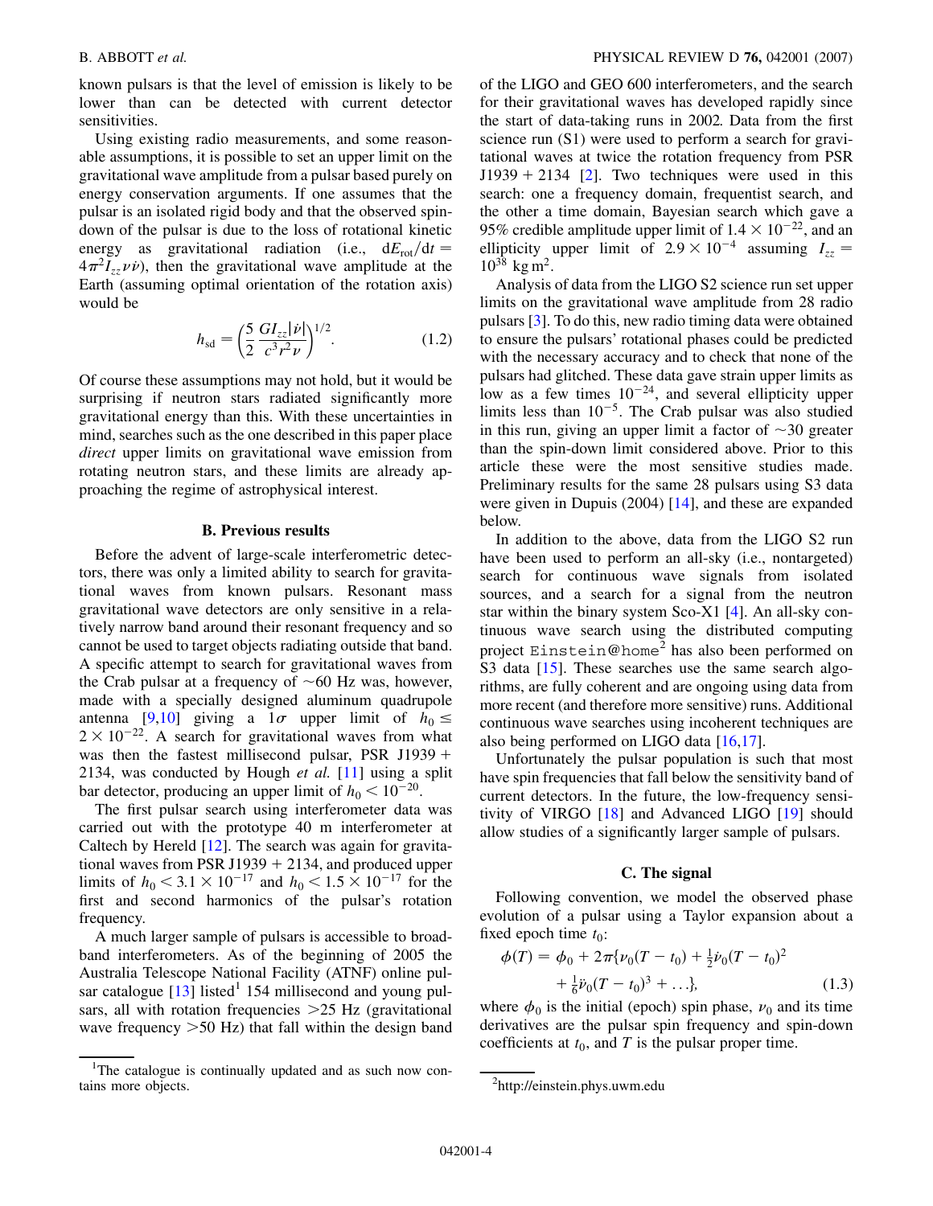known pulsars is that the level of emission is likely to be lower than can be detected with current detector sensitivities.

Using existing radio measurements, and some reasonable assumptions, it is possible to set an upper limit on the gravitational wave amplitude from a pulsar based purely on energy conservation arguments. If one assumes that the pulsar is an isolated rigid body and that the observed spin-down of the pulsar is due to the loss of rotational kinetic energy as gravitational radiation (i.e., $dE_{rot}/dt = 4\pi^2 I_{zz}\nu\dot{\nu}$), then the gravitational wave amplitude at the Earth (assuming optimal orientation of the rotation axis) would be

$$h_{sd} = \left(\frac{5}{2}\frac{GI_{zz}|\dot{\nu}|}{c^3 r^2 \nu}\right)^{1/2}. \tag{1.2}$$

Of course these assumptions may not hold, but it would be surprising if neutron stars radiated significantly more gravitational energy than this. With these uncertainties in mind, searches such as the one described in this paper place *direct* upper limits on gravitational wave emission from rotating neutron stars, and these limits are already approaching the regime of astrophysical interest.

### B. Previous results

Before the advent of large-scale interferometric detectors, there was only a limited ability to search for gravitational waves from known pulsars. Resonant mass gravitational wave detectors are only sensitive in a relatively narrow band around their resonant frequency and so cannot be used to target objects radiating outside that band. A specific attempt to search for gravitational waves from the Crab pulsar at a frequency of ~60 Hz was, however, made with a specially designed aluminum quadrupole antenna [9,10] giving a $1\sigma$ upper limit of $h_0 \leq 2 \times 10^{-22}$. A search for gravitational waves from what was then the fastest millisecond pulsar, PSR J1939 + 2134, was conducted by Hough *et al.* [11] using a split bar detector, producing an upper limit of $h_0 < 10^{-20}$.

The first pulsar search using interferometer data was carried out with the prototype 40 m interferometer at Caltech by Hereld [12]. The search was again for gravitational waves from PSR J1939 + 2134, and produced upper limits of $h_0 < 3.1 \times 10^{-17}$ and $h_0 < 1.5 \times 10^{-17}$ for the first and second harmonics of the pulsar's rotation frequency.

A much larger sample of pulsars is accessible to broadband interferometers. As of the beginning of 2005 the Australia Telescope National Facility (ATNF) online pulsar catalogue [13] listed[1] 154 millisecond and young pulsars, all with rotation frequencies >25 Hz (gravitational wave frequency >50 Hz) that fall within the design band of the LIGO and GEO 600 interferometers, and the search for their gravitational waves has developed rapidly since the start of data-taking runs in 2002. Data from the first science run (S1) were used to perform a search for gravitational waves at twice the rotation frequency from PSR J1939 + 2134 [2]. Two techniques were used in this search: one a frequency domain, frequentist search, and the other a time domain, Bayesian search which gave a 95% credible amplitude upper limit of $1.4 \times 10^{-22}$, and an ellipticity upper limit of $2.9 \times 10^{-4}$ assuming $I_{zz} = 10^{38}$ kg m$^2$.

Analysis of data from the LIGO S2 science run set upper limits on the gravitational wave amplitude from 28 radio pulsars [3]. To do this, new radio timing data were obtained to ensure the pulsars' rotational phases could be predicted with the necessary accuracy and to check that none of the pulsars had glitched. These data gave strain upper limits as low as a few times $10^{-24}$, and several ellipticity upper limits less than $10^{-5}$. The Crab pulsar was also studied in this run, giving an upper limit a factor of ~30 greater than the spin-down limit considered above. Prior to this article these were the most sensitive studies made. Preliminary results for the same 28 pulsars using S3 data were given in Dupuis (2004) [14], and these are expanded below.

In addition to the above, data from the LIGO S2 run have been used to perform an all-sky (i.e., nontargeted) search for continuous wave signals from isolated sources, and a search for a signal from the neutron star within the binary system Sco-X1 [4]. An all-sky continuous wave search using the distributed computing project `Einstein@home`[2] has also been performed on S3 data [15]. These searches use the same search algorithms, are fully coherent and are ongoing using data from more recent (and therefore more sensitive) runs. Additional continuous wave searches using incoherent techniques are also being performed on LIGO data [16,17].

Unfortunately the pulsar population is such that most have spin frequencies that fall below the sensitivity band of current detectors. In the future, the low-frequency sensitivity of VIRGO [18] and Advanced LIGO [19] should allow studies of a significantly larger sample of pulsars.

### C. The signal

Following convention, we model the observed phase evolution of a pulsar using a Taylor expansion about a fixed epoch time $t_0$:

$$\phi(T) = \phi_0 + 2\pi\{\nu_0(T - t_0) + \tfrac{1}{2}\dot{\nu}_0(T - t_0)^2 + \tfrac{1}{6}\ddot{\nu}_0(T - t_0)^3 + \ldots\}, \tag{1.3}$$

where $\phi_0$ is the initial (epoch) spin phase, $\nu_0$ and its time derivatives are the pulsar spin frequency and spin-down coefficients at $t_0$, and $T$ is the pulsar proper time.

[1] The catalogue is continually updated and as such now contains more objects.

[2] http://einstein.phys.uwm.edu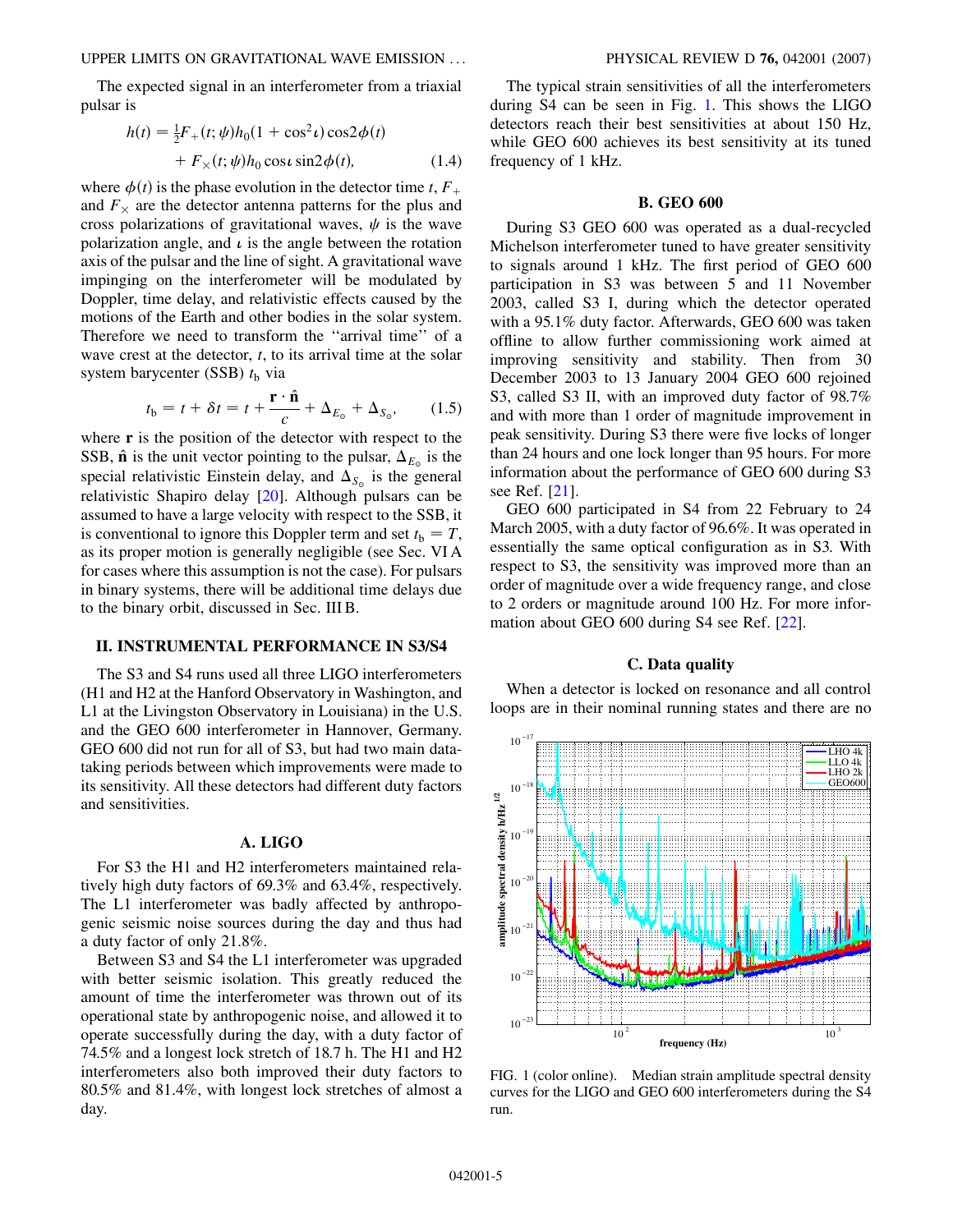The expected signal in an interferometer from a triaxial pulsar is

$$h(t) = \frac{1}{2}F_+(t;\psi)h_0(1+\cos^2\iota)\cos 2\phi(t) + F_\times(t;\psi)h_0\cos\iota\sin 2\phi(t), \quad (1.4)$$

where $\phi(t)$ is the phase evolution in the detector time $t$, $F_+$ and $F_\times$ are the detector antenna patterns for the plus and cross polarizations of gravitational waves, $\psi$ is the wave polarization angle, and $\iota$ is the angle between the rotation axis of the pulsar and the line of sight. A gravitational wave impinging on the interferometer will be modulated by Doppler, time delay, and relativistic effects caused by the motions of the Earth and other bodies in the solar system. Therefore we need to transform the "arrival time" of a wave crest at the detector, $t$, to its arrival time at the solar system barycenter (SSB) $t_b$ via

$$t_b = t + \delta t = t + \frac{\mathbf{r}\cdot\hat{\mathbf{n}}}{c} + \Delta_{E_\odot} + \Delta_{S_\odot}, \quad (1.5)$$

where $\mathbf{r}$ is the position of the detector with respect to the SSB, $\hat{\mathbf{n}}$ is the unit vector pointing to the pulsar, $\Delta_{E_\odot}$ is the special relativistic Einstein delay, and $\Delta_{S_\odot}$ is the general relativistic Shapiro delay [20]. Although pulsars can be assumed to have a large velocity with respect to the SSB, it is conventional to ignore this Doppler term and set $t_b = T$, as its proper motion is generally negligible (see Sec. VI A for cases where this assumption is not the case). For pulsars in binary systems, there will be additional time delays due to the binary orbit, discussed in Sec. III B.

## II. INSTRUMENTAL PERFORMANCE IN S3/S4

The S3 and S4 runs used all three LIGO interferometers (H1 and H2 at the Hanford Observatory in Washington, and L1 at the Livingston Observatory in Louisiana) in the U.S. and the GEO 600 interferometer in Hannover, Germany. GEO 600 did not run for all of S3, but had two main data-taking periods between which improvements were made to its sensitivity. All these detectors had different duty factors and sensitivities.

### A. LIGO

For S3 the H1 and H2 interferometers maintained relatively high duty factors of 69.3% and 63.4%, respectively. The L1 interferometer was badly affected by anthropogenic seismic noise sources during the day and thus had a duty factor of only 21.8%.

Between S3 and S4 the L1 interferometer was upgraded with better seismic isolation. This greatly reduced the amount of time the interferometer was thrown out of its operational state by anthropogenic noise, and allowed it to operate successfully during the day, with a duty factor of 74.5% and a longest lock stretch of 18.7 h. The H1 and H2 interferometers also both improved their duty factors to 80.5% and 81.4%, with longest lock stretches of almost a day.

The typical strain sensitivities of all the interferometers during S4 can be seen in Fig. 1. This shows the LIGO detectors reach their best sensitivities at about 150 Hz, while GEO 600 achieves its best sensitivity at its tuned frequency of 1 kHz.

### B. GEO 600

During S3 GEO 600 was operated as a dual-recycled Michelson interferometer tuned to have greater sensitivity to signals around 1 kHz. The first period of GEO 600 participation in S3 was between 5 and 11 November 2003, called S3 I, during which the detector operated with a 95.1% duty factor. Afterwards, GEO 600 was taken offline to allow further commissioning work aimed at improving sensitivity and stability. Then from 30 December 2003 to 13 January 2004 GEO 600 rejoined S3, called S3 II, with an improved duty factor of 98.7% and with more than 1 order of magnitude improvement in peak sensitivity. During S3 there were five locks of longer than 24 hours and one lock longer than 95 hours. For more information about the performance of GEO 600 during S3 see Ref. [21].

GEO 600 participated in S4 from 22 February to 24 March 2005, with a duty factor of 96.6%. It was operated in essentially the same optical configuration as in S3. With respect to S3, the sensitivity was improved more than an order of magnitude over a wide frequency range, and close to 2 orders or magnitude around 100 Hz. For more information about GEO 600 during S4 see Ref. [22].

### C. Data quality

When a detector is locked on resonance and all control loops are in their nominal running states and there are no

FIG. 1 (color online). Median strain amplitude spectral density curves for the LIGO and GEO 600 interferometers during the S4 run.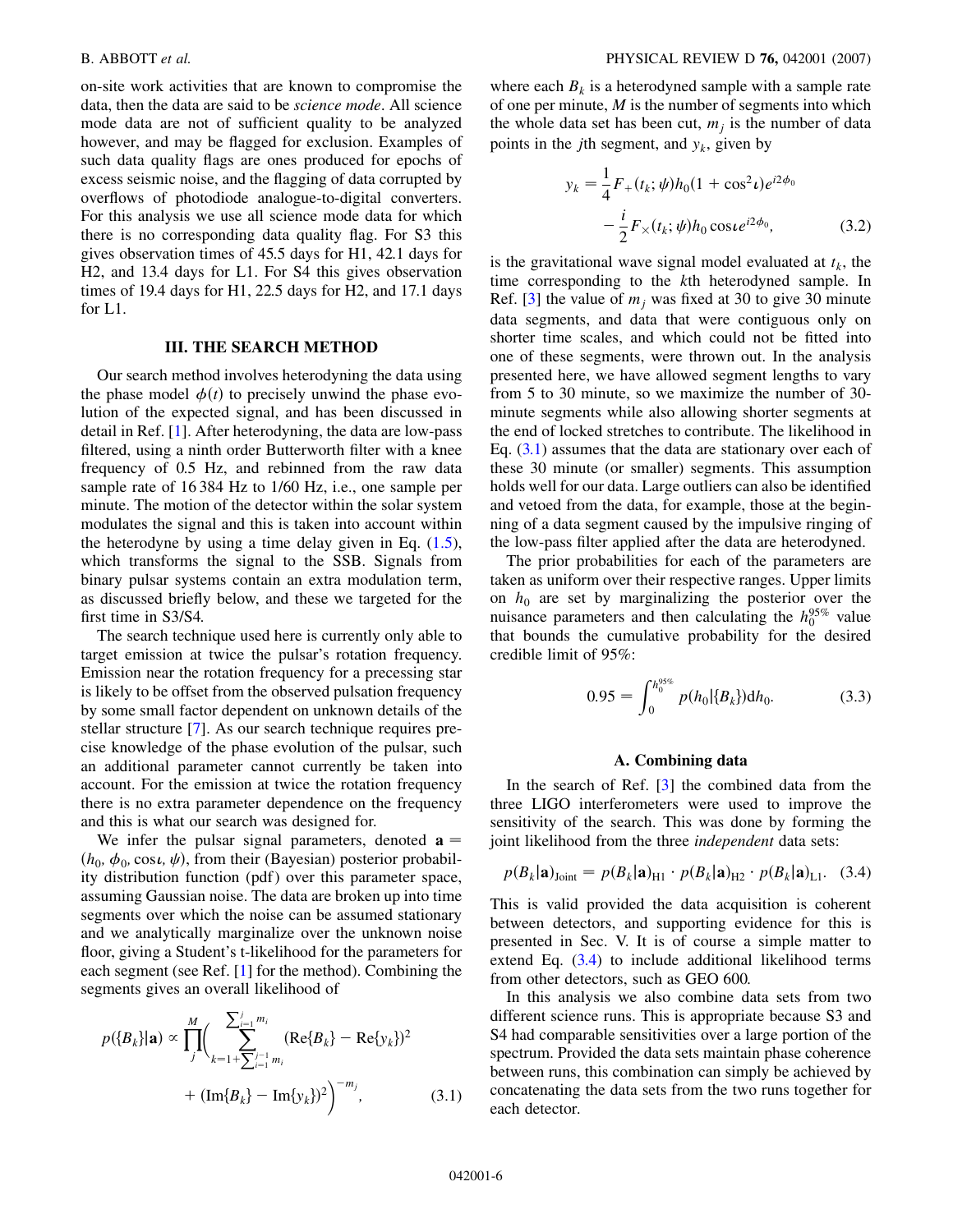on-site work activities that are known to compromise the data, then the data are said to be *science mode*. All science mode data are not of sufficient quality to be analyzed however, and may be flagged for exclusion. Examples of such data quality flags are ones produced for epochs of excess seismic noise, and the flagging of data corrupted by overflows of photodiode analogue-to-digital converters. For this analysis we use all science mode data for which there is no corresponding data quality flag. For S3 this gives observation times of 45.5 days for H1, 42.1 days for H2, and 13.4 days for L1. For S4 this gives observation times of 19.4 days for H1, 22.5 days for H2, and 17.1 days for L1.

## III. THE SEARCH METHOD

Our search method involves heterodyning the data using the phase model $\phi(t)$ to precisely unwind the phase evolution of the expected signal, and has been discussed in detail in Ref. [1]. After heterodyning, the data are low-pass filtered, using a ninth order Butterworth filter with a knee frequency of 0.5 Hz, and rebinned from the raw data sample rate of 16 384 Hz to 1/60 Hz, i.e., one sample per minute. The motion of the detector within the solar system modulates the signal and this is taken into account within the heterodyne by using a time delay given in Eq. (1.5), which transforms the signal to the SSB. Signals from binary pulsar systems contain an extra modulation term, as discussed briefly below, and these we targeted for the first time in S3/S4.

The search technique used here is currently only able to target emission at twice the pulsar's rotation frequency. Emission near the rotation frequency for a precessing star is likely to be offset from the observed pulsation frequency by some small factor dependent on unknown details of the stellar structure [7]. As our search technique requires precise knowledge of the phase evolution of the pulsar, such an additional parameter cannot currently be taken into account. For the emission at twice the rotation frequency there is no extra parameter dependence on the frequency and this is what our search was designed for.

We infer the pulsar signal parameters, denoted $\mathbf{a} = (h_0, \phi_0, \cos\iota, \psi)$, from their (Bayesian) posterior probability distribution function (pdf) over this parameter space, assuming Gaussian noise. The data are broken up into time segments over which the noise can be assumed stationary and we analytically marginalize over the unknown noise floor, giving a Student's t-likelihood for the parameters for each segment (see Ref. [1] for the method). Combining the segments gives an overall likelihood of

$$p(\{B_k\}|\mathbf{a}) \propto \prod_{j}^{M}\Bigg(\sum_{k=1+\sum_{i=1}^{j-1} m_i}^{\sum_{i=1}^{j} m_i} (\mathrm{Re}\{B_k\} - \mathrm{Re}\{y_k\})^2 + (\mathrm{Im}\{B_k\} - \mathrm{Im}\{y_k\})^2\Bigg)^{-m_j}, \tag{3.1}$$

where each $B_k$ is a heterodyned sample with a sample rate of one per minute, $M$ is the number of segments into which the whole data set has been cut, $m_j$ is the number of data points in the $j$th segment, and $y_k$, given by

$$y_k = \frac{1}{4}F_+(t_k;\psi)h_0(1+\cos^2\iota)e^{i2\phi_0} - \frac{i}{2}F_\times(t_k;\psi)h_0\cos\iota e^{i2\phi_0}, \tag{3.2}$$

is the gravitational wave signal model evaluated at $t_k$, the time corresponding to the $k$th heterodyned sample. In Ref. [3] the value of $m_j$ was fixed at 30 to give 30 minute data segments, and data that were contiguous only on shorter time scales, and which could not be fitted into one of these segments, were thrown out. In the analysis presented here, we have allowed segment lengths to vary from 5 to 30 minute, so we maximize the number of 30-minute segments while also allowing shorter segments at the end of locked stretches to contribute. The likelihood in Eq. (3.1) assumes that the data are stationary over each of these 30 minute (or smaller) segments. This assumption holds well for our data. Large outliers can also be identified and vetoed from the data, for example, those at the beginning of a data segment caused by the impulsive ringing of the low-pass filter applied after the data are heterodyned.

The prior probabilities for each of the parameters are taken as uniform over their respective ranges. Upper limits on $h_0$ are set by marginalizing the posterior over the nuisance parameters and then calculating the $h_0^{95\%}$ value that bounds the cumulative probability for the desired credible limit of 95%:

$$0.95 = \int_0^{h_0^{95\%}} p(h_0|\{B_k\})\mathrm{d}h_0. \tag{3.3}$$

### A. Combining data

In the search of Ref. [3] the combined data from the three LIGO interferometers were used to improve the sensitivity of the search. This was done by forming the joint likelihood from the three *independent* data sets:

$$p(B_k|\mathbf{a})_{\mathrm{Joint}} = p(B_k|\mathbf{a})_{\mathrm{H1}} \cdot p(B_k|\mathbf{a})_{\mathrm{H2}} \cdot p(B_k|\mathbf{a})_{\mathrm{L1}}. \tag{3.4}$$

This is valid provided the data acquisition is coherent between detectors, and supporting evidence for this is presented in Sec. V. It is of course a simple matter to extend Eq. (3.4) to include additional likelihood terms from other detectors, such as GEO 600.

In this analysis we also combine data sets from two different science runs. This is appropriate because S3 and S4 had comparable sensitivities over a large portion of the spectrum. Provided the data sets maintain phase coherence between runs, this combination can simply be achieved by concatenating the data sets from the two runs together for each detector.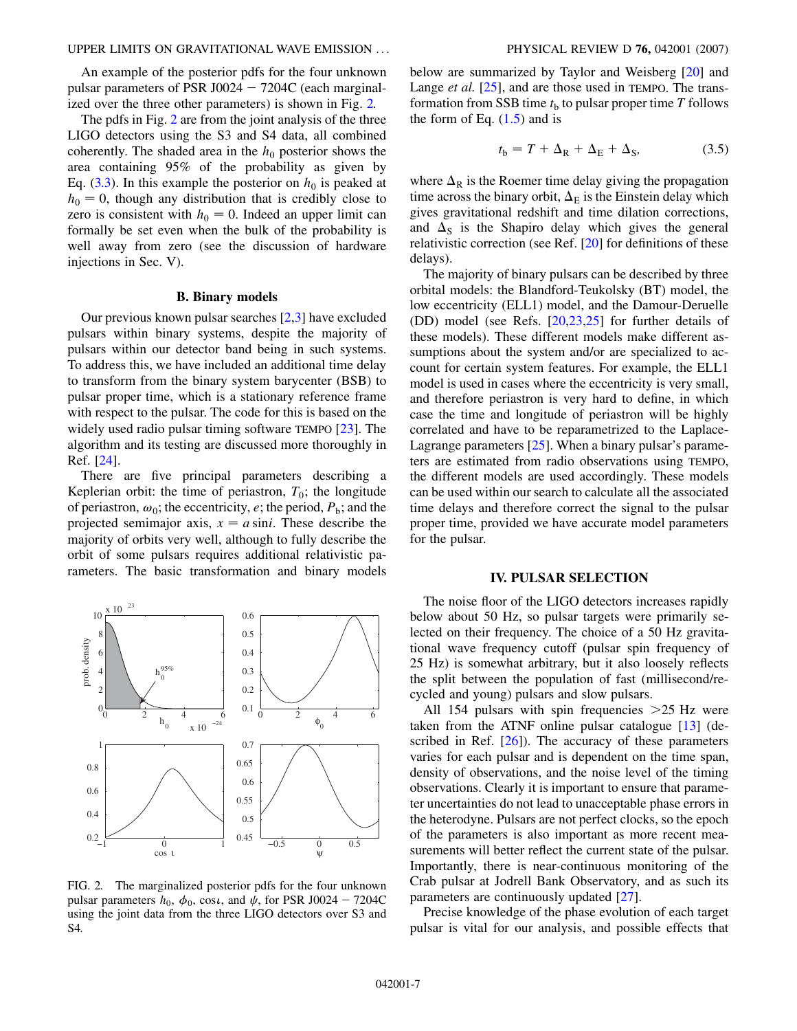An example of the posterior pdfs for the four unknown pulsar parameters of PSR J0024 − 7204C (each marginalized over the three other parameters) is shown in Fig. 2.

The pdfs in Fig. 2 are from the joint analysis of the three LIGO detectors using the S3 and S4 data, all combined coherently. The shaded area in the $h_0$ posterior shows the area containing 95% of the probability as given by Eq. (3.3). In this example the posterior on $h_0$ is peaked at $h_0 = 0$, though any distribution that is credibly close to zero is consistent with $h_0 = 0$. Indeed an upper limit can formally be set even when the bulk of the probability is well away from zero (see the discussion of hardware injections in Sec. V).

### B. Binary models

Our previous known pulsar searches [2,3] have excluded pulsars within binary systems, despite the majority of pulsars within our detector band being in such systems. To address this, we have included an additional time delay to transform from the binary system barycenter (BSB) to pulsar proper time, which is a stationary reference frame with respect to the pulsar. The code for this is based on the widely used radio pulsar timing software TEMPO [23]. The algorithm and its testing are discussed more thoroughly in Ref. [24].

There are five principal parameters describing a Keplerian orbit: the time of periastron, $T_0$; the longitude of periastron, $\omega_0$; the eccentricity, $e$; the period, $P_b$; and the projected semimajor axis, $x = a \sin i$. These describe the majority of orbits very well, although to fully describe the orbit of some pulsars requires additional relativistic parameters. The basic transformation and binary models

FIG. 2. The marginalized posterior pdfs for the four unknown pulsar parameters $h_0$, $\phi_0$, $\cos\iota$, and $\psi$, for PSR J0024 − 7204C using the joint data from the three LIGO detectors over S3 and S4.

below are summarized by Taylor and Weisberg [20] and Lange *et al.* [25], and are those used in TEMPO. The transformation from SSB time $t_b$ to pulsar proper time $T$ follows the form of Eq. (1.5) and is

$$t_b = T + \Delta_R + \Delta_E + \Delta_S, \tag{3.5}$$

where $\Delta_R$ is the Roemer time delay giving the propagation time across the binary orbit, $\Delta_E$ is the Einstein delay which gives gravitational redshift and time dilation corrections, and $\Delta_S$ is the Shapiro delay which gives the general relativistic correction (see Ref. [20] for definitions of these delays).

The majority of binary pulsars can be described by three orbital models: the Blandford-Teukolsky (BT) model, the low eccentricity (ELL1) model, and the Damour-Deruelle (DD) model (see Refs. [20,23,25] for further details of these models). These different models make different assumptions about the system and/or are specialized to account for certain system features. For example, the ELL1 model is used in cases where the eccentricity is very small, and therefore periastron is very hard to define, in which case the time and longitude of periastron will be highly correlated and have to be reparametrized to the Laplace-Lagrange parameters [25]. When a binary pulsar's parameters are estimated from radio observations using TEMPO, the different models are used accordingly. These models can be used within our search to calculate all the associated time delays and therefore correct the signal to the pulsar proper time, provided we have accurate model parameters for the pulsar.

## IV. PULSAR SELECTION

The noise floor of the LIGO detectors increases rapidly below about 50 Hz, so pulsar targets were primarily selected on their frequency. The choice of a 50 Hz gravitational wave frequency cutoff (pulsar spin frequency of 25 Hz) is somewhat arbitrary, but it also loosely reflects the split between the population of fast (millisecond/recycled and young) pulsars and slow pulsars.

All 154 pulsars with spin frequencies >25 Hz were taken from the ATNF online pulsar catalogue [13] (described in Ref. [26]). The accuracy of these parameters varies for each pulsar and is dependent on the time span, density of observations, and the noise level of the timing observations. Clearly it is important to ensure that parameter uncertainties do not lead to unacceptable phase errors in the heterodyne. Pulsars are not perfect clocks, so the epoch of the parameters is also important as more recent measurements will better reflect the current state of the pulsar. Importantly, there is near-continuous monitoring of the Crab pulsar at Jodrell Bank Observatory, and as such its parameters are continuously updated [27].

Precise knowledge of the phase evolution of each target pulsar is vital for our analysis, and possible effects that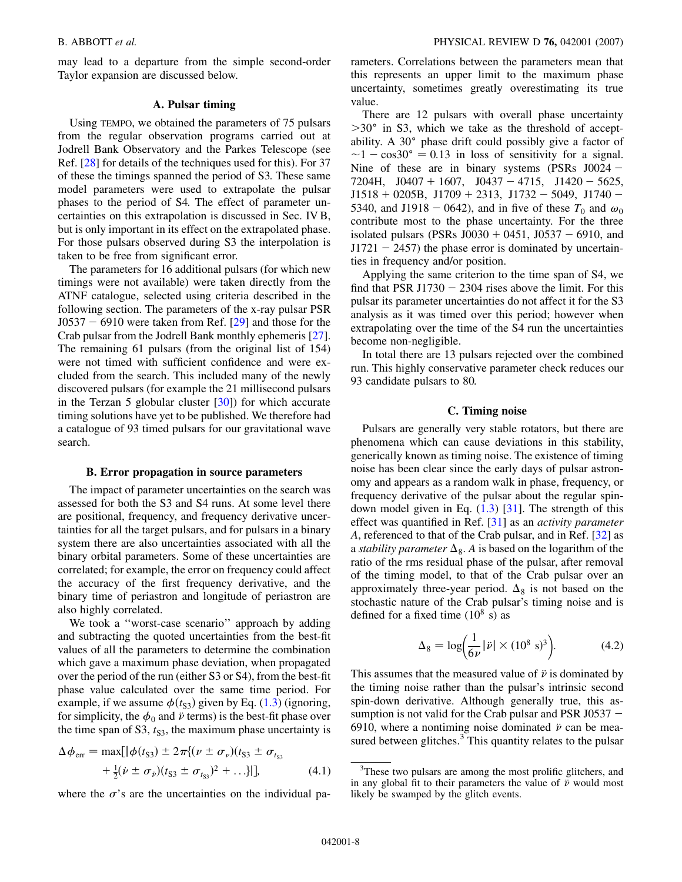may lead to a departure from the simple second-order Taylor expansion are discussed below.

### A. Pulsar timing

Using TEMPO, we obtained the parameters of 75 pulsars from the regular observation programs carried out at Jodrell Bank Observatory and the Parkes Telescope (see Ref. [28] for details of the techniques used for this). For 37 of these the timings spanned the period of S3. These same model parameters were used to extrapolate the pulsar phases to the period of S4. The effect of parameter uncertainties on this extrapolation is discussed in Sec. IV B, but is only important in its effect on the extrapolated phase. For those pulsars observed during S3 the interpolation is taken to be free from significant error.

The parameters for 16 additional pulsars (for which new timings were not available) were taken directly from the ATNF catalogue, selected using criteria described in the following section. The parameters of the x-ray pulsar PSR J0537 − 6910 were taken from Ref. [29] and those for the Crab pulsar from the Jodrell Bank monthly ephemeris [27]. The remaining 61 pulsars (from the original list of 154) were not timed with sufficient confidence and were excluded from the search. This included many of the newly discovered pulsars (for example the 21 millisecond pulsars in the Terzan 5 globular cluster [30]) for which accurate timing solutions have yet to be published. We therefore had a catalogue of 93 timed pulsars for our gravitational wave search.

### B. Error propagation in source parameters

The impact of parameter uncertainties on the search was assessed for both the S3 and S4 runs. At some level there are positional, frequency, and frequency derivative uncertainties for all the target pulsars, and for pulsars in a binary system there are also uncertainties associated with all the binary orbital parameters. Some of these uncertainties are correlated; for example, the error on frequency could affect the accuracy of the first frequency derivative, and the binary time of periastron and longitude of periastron are also highly correlated.

We took a "worst-case scenario" approach by adding and subtracting the quoted uncertainties from the best-fit values of all the parameters to determine the combination which gave a maximum phase deviation, when propagated over the period of the run (either S3 or S4), from the best-fit phase value calculated over the same time period. For example, if we assume $\phi(t_{S3})$ given by Eq. (1.3) (ignoring, for simplicity, the $\phi_0$ and $\ddot{\nu}$ terms) is the best-fit phase over the time span of S3, $t_{S3}$, the maximum phase uncertainty is

$$\Delta\phi_{\rm err} = \max[|\phi(t_{S3}) \pm 2\pi\{(\nu \pm \sigma_\nu)(t_{S3} \pm \sigma_{t_{S3}} + \tfrac{1}{2}(\dot{\nu} \pm \sigma_{\dot{\nu}})(t_{S3} \pm \sigma_{t_{S3}})^2 + \ldots\}|], \tag{4.1}$$

where the $\sigma$'s are the uncertainties on the individual parameters. Correlations between the parameters mean that this represents an upper limit to the maximum phase uncertainty, sometimes greatly overestimating its true value.

There are 12 pulsars with overall phase uncertainty $>30°$ in S3, which we take as the threshold of acceptability. A 30° phase drift could possibly give a factor of $\sim 1 - \cos 30° = 0.13$ in loss of sensitivity for a signal. Nine of these are in binary systems (PSRs J0024 − 7204H, J0407 + 1607, J0437 − 4715, J1420 − 5625, J1518 + 0205B, J1709 + 2313, J1732 − 5049, J1740 − 5340, and J1918 − 0642), and in five of these $T_0$ and $\omega_0$ contribute most to the phase uncertainty. For the three isolated pulsars (PSRs J0030 + 0451, J0537 − 6910, and J1721 − 2457) the phase error is dominated by uncertainties in frequency and/or position.

Applying the same criterion to the time span of S4, we find that PSR J1730 − 2304 rises above the limit. For this pulsar its parameter uncertainties do not affect it for the S3 analysis as it was timed over this period; however when extrapolating over the time of the S4 run the uncertainties become non-negligible.

In total there are 13 pulsars rejected over the combined run. This highly conservative parameter check reduces our 93 candidate pulsars to 80.

### C. Timing noise

Pulsars are generally very stable rotators, but there are phenomena which can cause deviations in this stability, generically known as timing noise. The existence of timing noise has been clear since the early days of pulsar astronomy and appears as a random walk in phase, frequency, or frequency derivative of the pulsar about the regular spin-down model given in Eq. (1.3) [31]. The strength of this effect was quantified in Ref. [31] as an *activity parameter* $A$, referenced to that of the Crab pulsar, and in Ref. [32] as a *stability parameter* $\Delta_8$. $A$ is based on the logarithm of the ratio of the rms residual phase of the pulsar, after removal of the timing model, to that of the Crab pulsar over an approximately three-year period. $\Delta_8$ is not based on the stochastic nature of the Crab pulsar's timing noise and is defined for a fixed time ($10^8$ s) as

$$\Delta_8 = \log\left(\frac{1}{6\nu}|\ddot{\nu}| \times (10^8\ \mathrm{s})^3\right). \tag{4.2}$$

This assumes that the measured value of $\ddot{\nu}$ is dominated by the timing noise rather than the pulsar's intrinsic second spin-down derivative. Although generally true, this assumption is not valid for the Crab pulsar and PSR J0537 − 6910, where a nontiming noise dominated $\ddot{\nu}$ can be measured between glitches.[3] This quantity relates to the pulsar

[3]These two pulsars are among the most prolific glitchers, and in any global fit to their parameters the value of $\ddot{\nu}$ would most likely be swamped by the glitch events.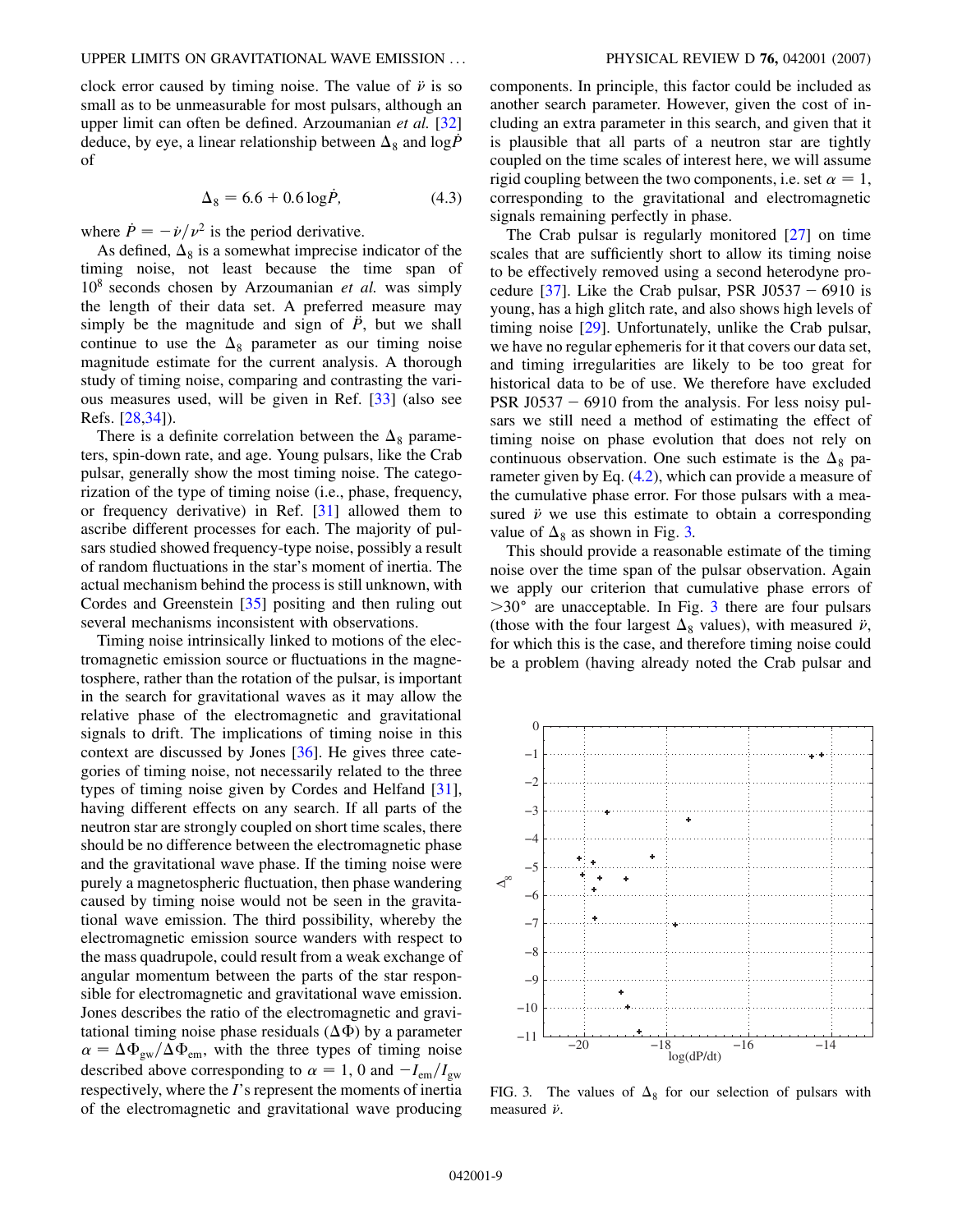clock error caused by timing noise. The value of $\ddot{\nu}$ is so small as to be unmeasurable for most pulsars, although an upper limit can often be defined. Arzoumanian *et al.* [32] deduce, by eye, a linear relationship between $\Delta_8$ and $\log\dot{P}$ of

$$\Delta_8 = 6.6 + 0.6\log\dot{P}, \tag{4.3}$$

where $\dot{P} = -\dot{\nu}/\nu^2$ is the period derivative.

As defined, $\Delta_8$ is a somewhat imprecise indicator of the timing noise, not least because the time span of $10^8$ seconds chosen by Arzoumanian *et al.* was simply the length of their data set. A preferred measure may simply be the magnitude and sign of $\ddot{P}$, but we shall continue to use the $\Delta_8$ parameter as our timing noise magnitude estimate for the current analysis. A thorough study of timing noise, comparing and contrasting the various measures used, will be given in Ref. [33] (also see Refs. [28,34]).

There is a definite correlation between the $\Delta_8$ parameters, spin-down rate, and age. Young pulsars, like the Crab pulsar, generally show the most timing noise. The categorization of the type of timing noise (i.e., phase, frequency, or frequency derivative) in Ref. [31] allowed them to ascribe different processes for each. The majority of pulsars studied showed frequency-type noise, possibly a result of random fluctuations in the star's moment of inertia. The actual mechanism behind the process is still unknown, with Cordes and Greenstein [35] positing and then ruling out several mechanisms inconsistent with observations.

Timing noise intrinsically linked to motions of the electromagnetic emission source or fluctuations in the magnetosphere, rather than the rotation of the pulsar, is important in the search for gravitational waves as it may allow the relative phase of the electromagnetic and gravitational signals to drift. The implications of timing noise in this context are discussed by Jones [36]. He gives three categories of timing noise, not necessarily related to the three types of timing noise given by Cordes and Helfand [31], having different effects on any search. If all parts of the neutron star are strongly coupled on short time scales, there should be no difference between the electromagnetic phase and the gravitational wave phase. If the timing noise were purely a magnetospheric fluctuation, then phase wandering caused by timing noise would not be seen in the gravitational wave emission. The third possibility, whereby the electromagnetic emission source wanders with respect to the mass quadrupole, could result from a weak exchange of angular momentum between the parts of the star responsible for electromagnetic and gravitational wave emission. Jones describes the ratio of the electromagnetic and gravitational timing noise phase residuals ($\Delta\Phi$) by a parameter $\alpha = \Delta\Phi_{\rm gw}/\Delta\Phi_{\rm em}$, with the three types of timing noise described above corresponding to $\alpha = 1$, 0 and $-I_{\rm em}/I_{\rm gw}$ respectively, where the $I$'s represent the moments of inertia of the electromagnetic and gravitational wave producing components. In principle, this factor could be included as another search parameter. However, given the cost of including an extra parameter in this search, and given that it is plausible that all parts of a neutron star are tightly coupled on the time scales of interest here, we will assume rigid coupling between the two components, i.e. set $\alpha = 1$, corresponding to the gravitational and electromagnetic signals remaining perfectly in phase.

The Crab pulsar is regularly monitored [27] on time scales that are sufficiently short to allow its timing noise to be effectively removed using a second heterodyne procedure [37]. Like the Crab pulsar, PSR J0537 − 6910 is young, has a high glitch rate, and also shows high levels of timing noise [29]. Unfortunately, unlike the Crab pulsar, we have no regular ephemeris for it that covers our data set, and timing irregularities are likely to be too great for historical data to be of use. We therefore have excluded PSR J0537 − 6910 from the analysis. For less noisy pulsars we still need a method of estimating the effect of timing noise on phase evolution that does not rely on continuous observation. One such estimate is the $\Delta_8$ parameter given by Eq. (4.2), which can provide a measure of the cumulative phase error. For those pulsars with a measured $\ddot{\nu}$ we use this estimate to obtain a corresponding value of $\Delta_8$ as shown in Fig. 3.

This should provide a reasonable estimate of the timing noise over the time span of the pulsar observation. Again we apply our criterion that cumulative phase errors of $>30°$ are unacceptable. In Fig. 3 there are four pulsars (those with the four largest $\Delta_8$ values), with measured $\ddot{\nu}$, for which this is the case, and therefore timing noise could be a problem (having already noted the Crab pulsar and

FIG. 3. The values of $\Delta_8$ for our selection of pulsars with measured $\ddot{\nu}$.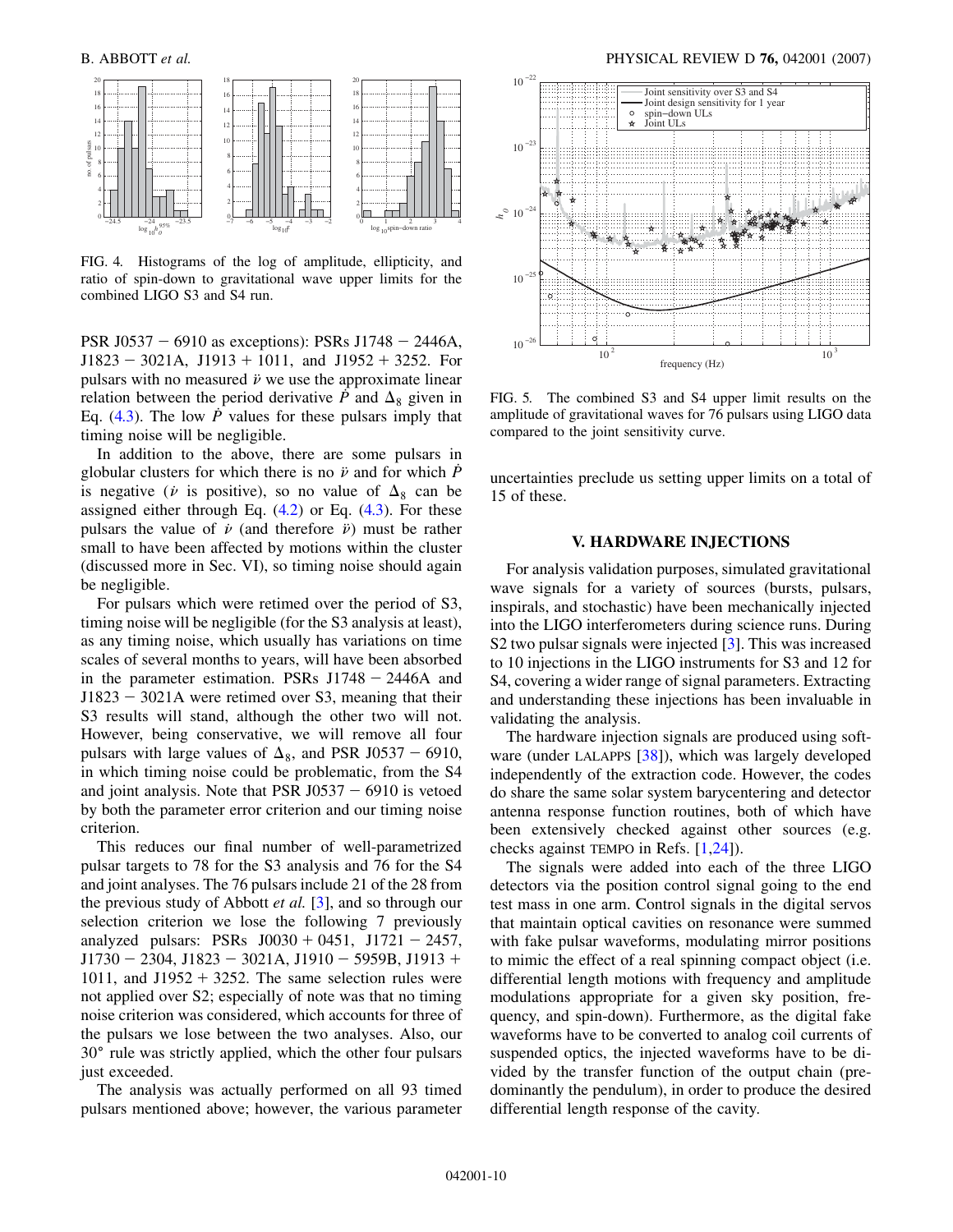FIG. 4. Histograms of the log of amplitude, ellipticity, and ratio of spin-down to gravitational wave upper limits for the combined LIGO S3 and S4 run.

PSR J0537 − 6910 as exceptions): PSRs J1748 − 2446A, J1823 − 3021A, J1913 + 1011, and J1952 + 3252. For pulsars with no measured $\ddot{\nu}$ we use the approximate linear relation between the period derivative $\dot{P}$ and $\Delta_8$ given in Eq. (4.3). The low $\dot{P}$ values for these pulsars imply that timing noise will be negligible.

In addition to the above, there are some pulsars in globular clusters for which there is no $\ddot{\nu}$ and for which $\dot{P}$ is negative ($\dot{\nu}$ is positive), so no value of $\Delta_8$ can be assigned either through Eq. (4.2) or Eq. (4.3). For these pulsars the value of $\dot{\nu}$ (and therefore $\ddot{\nu}$) must be rather small to have been affected by motions within the cluster (discussed more in Sec. VI), so timing noise should again be negligible.

For pulsars which were retimed over the period of S3, timing noise will be negligible (for the S3 analysis at least), as any timing noise, which usually has variations on time scales of several months to years, will have been absorbed in the parameter estimation. PSRs J1748 − 2446A and J1823 − 3021A were retimed over S3, meaning that their S3 results will stand, although the other two will not. However, being conservative, we will remove all four pulsars with large values of $\Delta_8$, and PSR J0537 − 6910, in which timing noise could be problematic, from the S4 and joint analysis. Note that PSR J0537 − 6910 is vetoed by both the parameter error criterion and our timing noise criterion.

This reduces our final number of well-parametrized pulsar targets to 78 for the S3 analysis and 76 for the S4 and joint analyses. The 76 pulsars include 21 of the 28 from the previous study of Abbott *et al.* [3], and so through our selection criterion we lose the following 7 previously analyzed pulsars: PSRs J0030 + 0451, J1721 − 2457, J1730 − 2304, J1823 − 3021A, J1910 − 5959B, J1913 + 1011, and J1952 + 3252. The same selection rules were not applied over S2; especially of note was that no timing noise criterion was considered, which accounts for three of the pulsars we lose between the two analyses. Also, our 30° rule was strictly applied, which the other four pulsars just exceeded.

The analysis was actually performed on all 93 timed pulsars mentioned above; however, the various parameter uncertainties preclude us setting upper limits on a total of 15 of these.

FIG. 5. The combined S3 and S4 upper limit results on the amplitude of gravitational waves for 76 pulsars using LIGO data compared to the joint sensitivity curve.

## V. HARDWARE INJECTIONS

For analysis validation purposes, simulated gravitational wave signals for a variety of sources (bursts, pulsars, inspirals, and stochastic) have been mechanically injected into the LIGO interferometers during science runs. During S2 two pulsar signals were injected [3]. This was increased to 10 injections in the LIGO instruments for S3 and 12 for S4, covering a wider range of signal parameters. Extracting and understanding these injections has been invaluable in validating the analysis.

The hardware injection signals are produced using software (under LALAPPS [38]), which was largely developed independently of the extraction code. However, the codes do share the same solar system barycentering and detector antenna response function routines, both of which have been extensively checked against other sources (e.g. checks against TEMPO in Refs. [1,24]).

The signals were added into each of the three LIGO detectors via the position control signal going to the end test mass in one arm. Control signals in the digital servos that maintain optical cavities on resonance were summed with fake pulsar waveforms, modulating mirror positions to mimic the effect of a real spinning compact object (i.e. differential length motions with frequency and amplitude modulations appropriate for a given sky position, frequency, and spin-down). Furthermore, as the digital fake waveforms have to be converted to analog coil currents of suspended optics, the injected waveforms have to be divided by the transfer function of the output chain (predominantly the pendulum), in order to produce the desired differential length response of the cavity.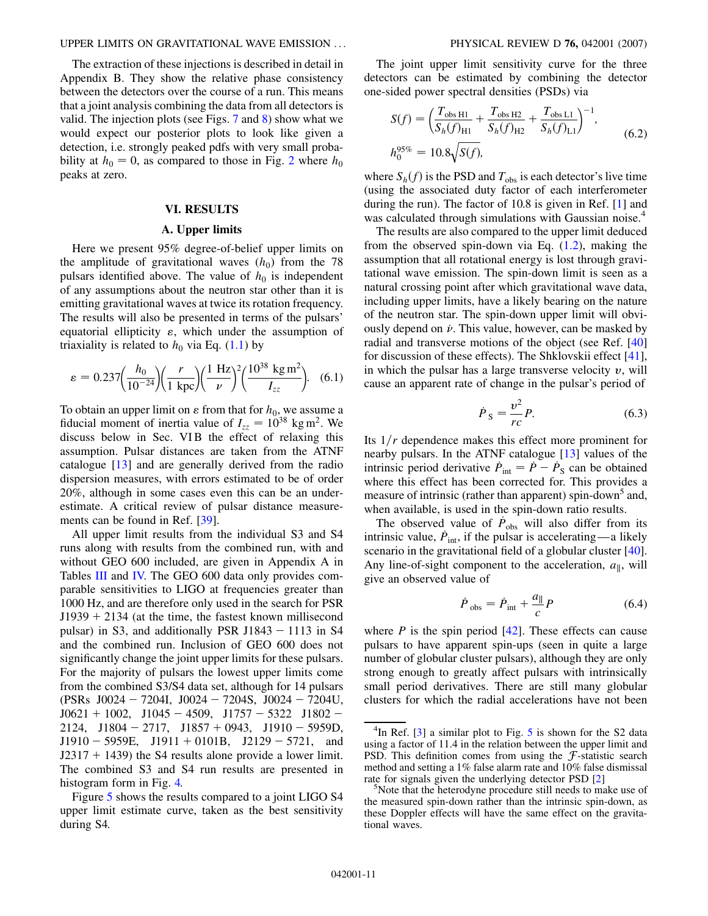The extraction of these injections is described in detail in Appendix B. They show the relative phase consistency between the detectors over the course of a run. This means that a joint analysis combining the data from all detectors is valid. The injection plots (see Figs. 7 and 8) show what we would expect our posterior plots to look like given a detection, i.e. strongly peaked pdfs with very small probability at $h_0 = 0$, as compared to those in Fig. 2 where $h_0$ peaks at zero.

## VI. RESULTS

### A. Upper limits

Here we present 95% degree-of-belief upper limits on the amplitude of gravitational waves ($h_0$) from the 78 pulsars identified above. The value of $h_0$ is independent of any assumptions about the neutron star other than it is emitting gravitational waves at twice its rotation frequency. The results will also be presented in terms of the pulsars' equatorial ellipticity $\varepsilon$, which under the assumption of triaxiality is related to $h_0$ via Eq. (1.1) by

$$\varepsilon = 0.237\left(\frac{h_0}{10^{-24}}\right)\left(\frac{r}{1\ \mathrm{kpc}}\right)\left(\frac{1\ \mathrm{Hz}}{\nu}\right)^2\left(\frac{10^{38}\ \mathrm{kg\,m}^2}{I_{zz}}\right). \quad (6.1)$$

To obtain an upper limit on $\varepsilon$ from that for $h_0$, we assume a fiducial moment of inertia value of $I_{zz} = 10^{38}\ \mathrm{kg\,m}^2$. We discuss below in Sec. VI B the effect of relaxing this assumption. Pulsar distances are taken from the ATNF catalogue [13] and are generally derived from the radio dispersion measures, with errors estimated to be of order 20%, although in some cases even this can be an underestimate. A critical review of pulsar distance measurements can be found in Ref. [39].

All upper limit results from the individual S3 and S4 runs along with results from the combined run, with and without GEO 600 included, are given in Appendix A in Tables III and IV. The GEO 600 data only provides comparable sensitivities to LIGO at frequencies greater than 1000 Hz, and are therefore only used in the search for PSR J1939 + 2134 (at the time, the fastest known millisecond pulsar) in S3, and additionally PSR J1843 − 1113 in S4 and the combined run. Inclusion of GEO 600 does not significantly change the joint upper limits for these pulsars. For the majority of pulsars the lowest upper limits come from the combined S3/S4 data set, although for 14 pulsars (PSRs J0024 − 7204I, J0024 − 7204S, J0024 − 7204U, J0621 + 1002, J1045 − 4509, J1757 − 5322 J1802 − 2124, J1804 − 2717, J1857 + 0943, J1910 − 5959D, J1910 − 5959E, J1911 + 0101B, J2129 − 5721, and J2317 + 1439) the S4 results alone provide a lower limit. The combined S3 and S4 run results are presented in histogram form in Fig. 4.

Figure 5 shows the results compared to a joint LIGO S4 upper limit estimate curve, taken as the best sensitivity during S4.

The joint upper limit sensitivity curve for the three detectors can be estimated by combining the detector one-sided power spectral densities (PSDs) via

$$S(f) = \left(\frac{T_{\mathrm{obs\,H1}}}{S_h(f)_{\mathrm{H1}}} + \frac{T_{\mathrm{obs\,H2}}}{S_h(f)_{\mathrm{H2}}} + \frac{T_{\mathrm{obs\,L1}}}{S_h(f)_{\mathrm{L1}}}\right)^{-1}, \quad (6.2)$$
$$h_0^{95\%} = 10.8\sqrt{S(f)},$$

where $S_h(f)$ is the PSD and $T_{\mathrm{obs}}$ is each detector's live time (using the associated duty factor of each interferometer during the run). The factor of 10.8 is given in Ref. [1] and was calculated through simulations with Gaussian noise.[4]

The results are also compared to the upper limit deduced from the observed spin-down via Eq. (1.2), making the assumption that all rotational energy is lost through gravitational wave emission. The spin-down limit is seen as a natural crossing point after which gravitational wave data, including upper limits, have a likely bearing on the nature of the neutron star. The spin-down upper limit will obviously depend on $\dot{\nu}$. This value, however, can be masked by radial and transverse motions of the object (see Ref. [40] for discussion of these effects). The Shklovskii effect [41], in which the pulsar has a large transverse velocity $v$, will cause an apparent rate of change in the pulsar's period of

$$\dot{P}_{\mathrm{S}} = \frac{v^2}{rc}P. \quad (6.3)$$

Its $1/r$ dependence makes this effect more prominent for nearby pulsars. In the ATNF catalogue [13] values of the intrinsic period derivative $\dot{P}_{\mathrm{int}} = \dot{P} - \dot{P}_{\mathrm{S}}$ can be obtained where this effect has been corrected for. This provides a measure of intrinsic (rather than apparent) spin-down[5] and, when available, is used in the spin-down ratio results.

The observed value of $\dot{P}_{\mathrm{obs}}$ will also differ from its intrinsic value, $\dot{P}_{\mathrm{int}}$, if the pulsar is accelerating—a likely scenario in the gravitational field of a globular cluster [40]. Any line-of-sight component to the acceleration, $a_{\|}$, will give an observed value of

$$\dot{P}_{\mathrm{obs}} = \dot{P}_{\mathrm{int}} + \frac{a_{\|}}{c}P \quad (6.4)$$

where $P$ is the spin period [42]. These effects can cause pulsars to have apparent spin-ups (seen in quite a large number of globular cluster pulsars), although they are only strong enough to greatly affect pulsars with intrinsically small period derivatives. There are still many globular clusters for which the radial accelerations have not been

---

[4] In Ref. [3] a similar plot to Fig. 5 is shown for the S2 data using a factor of 11.4 in the relation between the upper limit and PSD. This definition comes from using the $\mathcal{F}$-statistic search method and setting a 1% false alarm rate and 10% false dismissal rate for signals given the underlying detector PSD [2]

[5] Note that the heterodyne procedure still needs to make use of the measured spin-down rather than the intrinsic spin-down, as these Doppler effects will have the same effect on the gravitational waves.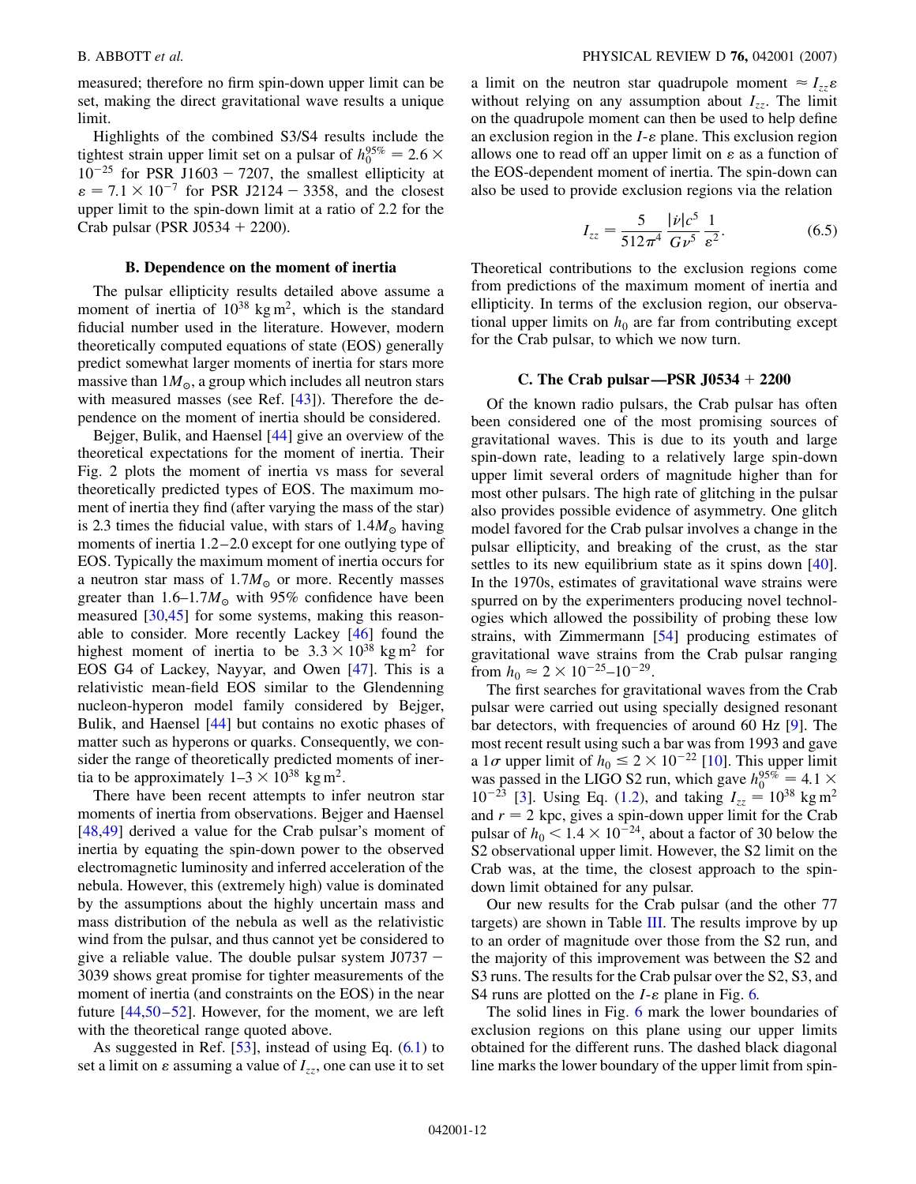measured; therefore no firm spin-down upper limit can be set, making the direct gravitational wave results a unique limit.

Highlights of the combined S3/S4 results include the tightest strain upper limit set on a pulsar of $h_0^{95\%} = 2.6 \times 10^{-25}$ for PSR J1603 − 7207, the smallest ellipticity at $\varepsilon = 7.1 \times 10^{-7}$ for PSR J2124 − 3358, and the closest upper limit to the spin-down limit at a ratio of 2.2 for the Crab pulsar (PSR J0534 + 2200).

### B. Dependence on the moment of inertia

The pulsar ellipticity results detailed above assume a moment of inertia of $10^{38}$ kg m$^2$, which is the standard fiducial number used in the literature. However, modern theoretically computed equations of state (EOS) generally predict somewhat larger moments of inertia for stars more massive than $1M_\odot$, a group which includes all neutron stars with measured masses (see Ref. [43]). Therefore the dependence on the moment of inertia should be considered.

Bejger, Bulik, and Haensel [44] give an overview of the theoretical expectations for the moment of inertia. Their Fig. 2 plots the moment of inertia vs mass for several theoretically predicted types of EOS. The maximum moment of inertia they find (after varying the mass of the star) is 2.3 times the fiducial value, with stars of $1.4M_\odot$ having moments of inertia 1.2–2.0 except for one outlying type of EOS. Typically the maximum moment of inertia occurs for a neutron star mass of $1.7M_\odot$ or more. Recently masses greater than 1.6–$1.7M_\odot$ with 95% confidence have been measured [30,45] for some systems, making this reasonable to consider. More recently Lackey [46] found the highest moment of inertia to be $3.3 \times 10^{38}$ kg m$^2$ for EOS G4 of Lackey, Nayyar, and Owen [47]. This is a relativistic mean-field EOS similar to the Glendenning nucleon-hyperon model family considered by Bejger, Bulik, and Haensel [44] but contains no exotic phases of matter such as hyperons or quarks. Consequently, we consider the range of theoretically predicted moments of inertia to be approximately 1–$3 \times 10^{38}$ kg m$^2$.

There have been recent attempts to infer neutron star moments of inertia from observations. Bejger and Haensel [48,49] derived a value for the Crab pulsar's moment of inertia by equating the spin-down power to the observed electromagnetic luminosity and inferred acceleration of the nebula. However, this (extremely high) value is dominated by the assumptions about the highly uncertain mass and mass distribution of the nebula as well as the relativistic wind from the pulsar, and thus cannot yet be considered to give a reliable value. The double pulsar system J0737 − 3039 shows great promise for tighter measurements of the moment of inertia (and constraints on the EOS) in the near future [44,50–52]. However, for the moment, we are left with the theoretical range quoted above.

As suggested in Ref. [53], instead of using Eq. (6.1) to set a limit on $\varepsilon$ assuming a value of $I_{zz}$, one can use it to set a limit on the neutron star quadrupole moment $\approx I_{zz}\varepsilon$ without relying on any assumption about $I_{zz}$. The limit on the quadrupole moment can then be used to help define an exclusion region in the $I$-$\varepsilon$ plane. This exclusion region allows one to read off an upper limit on $\varepsilon$ as a function of the EOS-dependent moment of inertia. The spin-down can also be used to provide exclusion regions via the relation

$$I_{zz} = \frac{5}{512\pi^4} \frac{|\dot{\nu}|c^5}{G\nu^5} \frac{1}{\varepsilon^2}. \tag{6.5}$$

Theoretical contributions to the exclusion regions come from predictions of the maximum moment of inertia and ellipticity. In terms of the exclusion region, our observational upper limits on $h_0$ are far from contributing except for the Crab pulsar, to which we now turn.

### C. The Crab pulsar—PSR J0534 + 2200

Of the known radio pulsars, the Crab pulsar has often been considered one of the most promising sources of gravitational waves. This is due to its youth and large spin-down rate, leading to a relatively large spin-down upper limit several orders of magnitude higher than for most other pulsars. The high rate of glitching in the pulsar also provides possible evidence of asymmetry. One glitch model favored for the Crab pulsar involves a change in the pulsar ellipticity, and breaking of the crust, as the star settles to its new equilibrium state as it spins down [40]. In the 1970s, estimates of gravitational wave strains were spurred on by the experimenters producing novel technologies which allowed the possibility of probing these low strains, with Zimmermann [54] producing estimates of gravitational wave strains from the Crab pulsar ranging from $h_0 \approx 2 \times 10^{-25}$–$10^{-29}$.

The first searches for gravitational waves from the Crab pulsar were carried out using specially designed resonant bar detectors, with frequencies of around 60 Hz [9]. The most recent result using such a bar was from 1993 and gave a $1\sigma$ upper limit of $h_0 \leq 2 \times 10^{-22}$ [10]. This upper limit was passed in the LIGO S2 run, which gave $h_0^{95\%} = 4.1 \times 10^{-23}$ [3]. Using Eq. (1.2), and taking $I_{zz} = 10^{38}$ kg m$^2$ and $r = 2$ kpc, gives a spin-down upper limit for the Crab pulsar of $h_0 < 1.4 \times 10^{-24}$, about a factor of 30 below the S2 observational upper limit. However, the S2 limit on the Crab was, at the time, the closest approach to the spin-down limit obtained for any pulsar.

Our new results for the Crab pulsar (and the other 77 targets) are shown in Table III. The results improve by up to an order of magnitude over those from the S2 run, and the majority of this improvement was between the S2 and S3 runs. The results for the Crab pulsar over the S2, S3, and S4 runs are plotted on the $I$-$\varepsilon$ plane in Fig. 6.

The solid lines in Fig. 6 mark the lower boundaries of exclusion regions on this plane using our upper limits obtained for the different runs. The dashed black diagonal line marks the lower boundary of the upper limit from spin-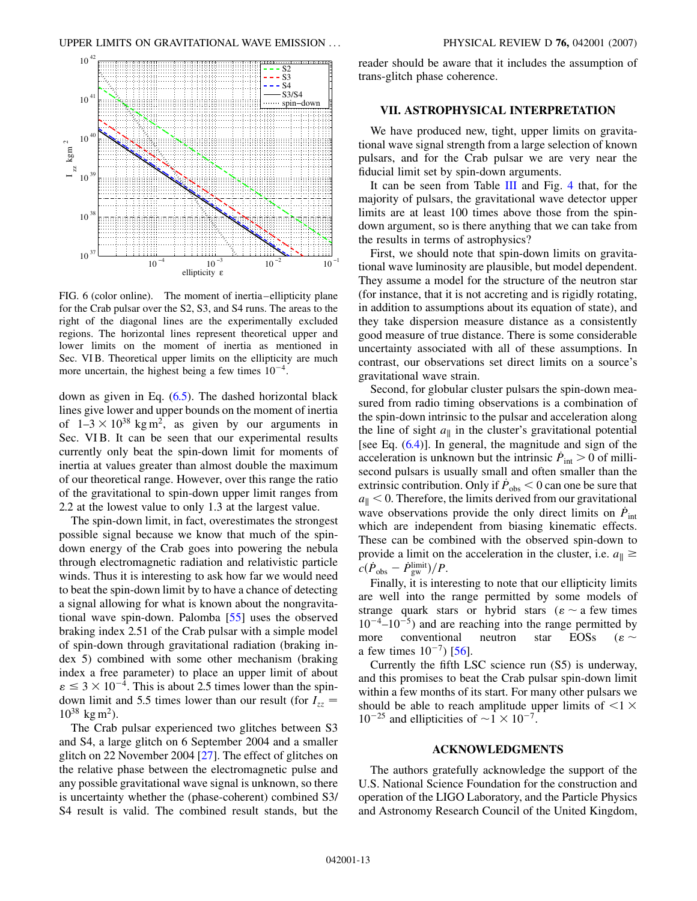FIG. 6 (color online). The moment of inertia–ellipticity plane for the Crab pulsar over the S2, S3, and S4 runs. The areas to the right of the diagonal lines are the experimentally excluded regions. The horizontal lines represent theoretical upper and lower limits on the moment of inertia as mentioned in Sec. VI B. Theoretical upper limits on the ellipticity are much more uncertain, the highest being a few times $10^{-4}$.

down as given in Eq. (6.5). The dashed horizontal black lines give lower and upper bounds on the moment of inertia of $1$–$3 \times 10^{38}$ kg m$^2$, as given by our arguments in Sec. VI B. It can be seen that our experimental results currently only beat the spin-down limit for moments of inertia at values greater than almost double the maximum of our theoretical range. However, over this range the ratio of the gravitational to spin-down upper limits ranges from 2.2 at the lowest value to only 1.3 at the largest value.

The spin-down limit, in fact, overestimates the strongest possible signal because we know that much of the spin-down energy of the Crab goes into powering the nebula through electromagnetic radiation and relativistic particle winds. Thus it is interesting to ask how far we would need to beat the spin-down limit by to have a chance of detecting a signal allowing for what is known about the nongravitational wave spin-down. Palomba [55] uses the observed braking index 2.51 of the Crab pulsar with a simple model of spin-down through gravitational radiation (braking index 5) combined with some other mechanism (braking index a free parameter) to place an upper limit of about $\varepsilon \lesssim 3 \times 10^{-4}$. This is about 2.5 times lower than the spin-down limit and 5.5 times lower than our result (for $I_{zz} = 10^{38}$ kg m$^2$).

The Crab pulsar experienced two glitches between S3 and S4, a large glitch on 6 September 2004 and a smaller glitch on 22 November 2004 [27]. The effect of glitches on the relative phase between the electromagnetic pulse and any possible gravitational wave signal is unknown, so there is uncertainty whether the (phase-coherent) combined S3/S4 result is valid. The combined result stands, but the reader should be aware that it includes the assumption of trans-glitch phase coherence.

## VII. ASTROPHYSICAL INTERPRETATION

We have produced new, tight, upper limits on gravitational wave signal strength from a large selection of known pulsars, and for the Crab pulsar we are very near the fiducial limit set by spin-down arguments.

It can be seen from Table III and Fig. 4 that, for the majority of pulsars, the gravitational wave detector upper limits are at least 100 times above those from the spin-down argument, so is there anything that we can take from the results in terms of astrophysics?

First, we should note that spin-down limits on gravitational wave luminosity are plausible, but model dependent. They assume a model for the structure of the neutron star (for instance, that it is not accreting and is rigidly rotating, in addition to assumptions about its equation of state), and they take dispersion measure distance as a consistently good measure of true distance. There is some considerable uncertainty associated with all of these assumptions. In contrast, our observations set direct limits on a source's gravitational wave strain.

Second, for globular cluster pulsars the spin-down measured from radio timing observations is a combination of the spin-down intrinsic to the pulsar and acceleration along the line of sight $a_{\|}$ in the cluster's gravitational potential [see Eq. (6.4)]. In general, the magnitude and sign of the acceleration is unknown but the intrinsic $\dot{P}_{\rm int} > 0$ of millisecond pulsars is usually small and often smaller than the extrinsic contribution. Only if $\dot{P}_{\rm obs} < 0$ can one be sure that $a_{\|} < 0$. Therefore, the limits derived from our gravitational wave observations provide the only direct limits on $\dot{P}_{\rm int}$ which are independent from biasing kinematic effects. These can be combined with the observed spin-down to provide a limit on the acceleration in the cluster, i.e. $a_{\|} \geq c(\dot{P}_{\rm obs} - \dot{P}_{\rm gw}^{\rm limit})/P$.

Finally, it is interesting to note that our ellipticity limits are well into the range permitted by some models of strange quark stars or hybrid stars ($\varepsilon \sim$ a few times $10^{-4}$–$10^{-5}$) and are reaching into the range permitted by more conventional neutron star EOSs ($\varepsilon \sim$ a few times $10^{-7}$) [56].

Currently the fifth LSC science run (S5) is underway, and this promises to beat the Crab pulsar spin-down limit within a few months of its start. For many other pulsars we should be able to reach amplitude upper limits of $< 1 \times 10^{-25}$ and ellipticities of $\sim 1 \times 10^{-7}$.

## ACKNOWLEDGMENTS

The authors gratefully acknowledge the support of the U.S. National Science Foundation for the construction and operation of the LIGO Laboratory, and the Particle Physics and Astronomy Research Council of the United Kingdom,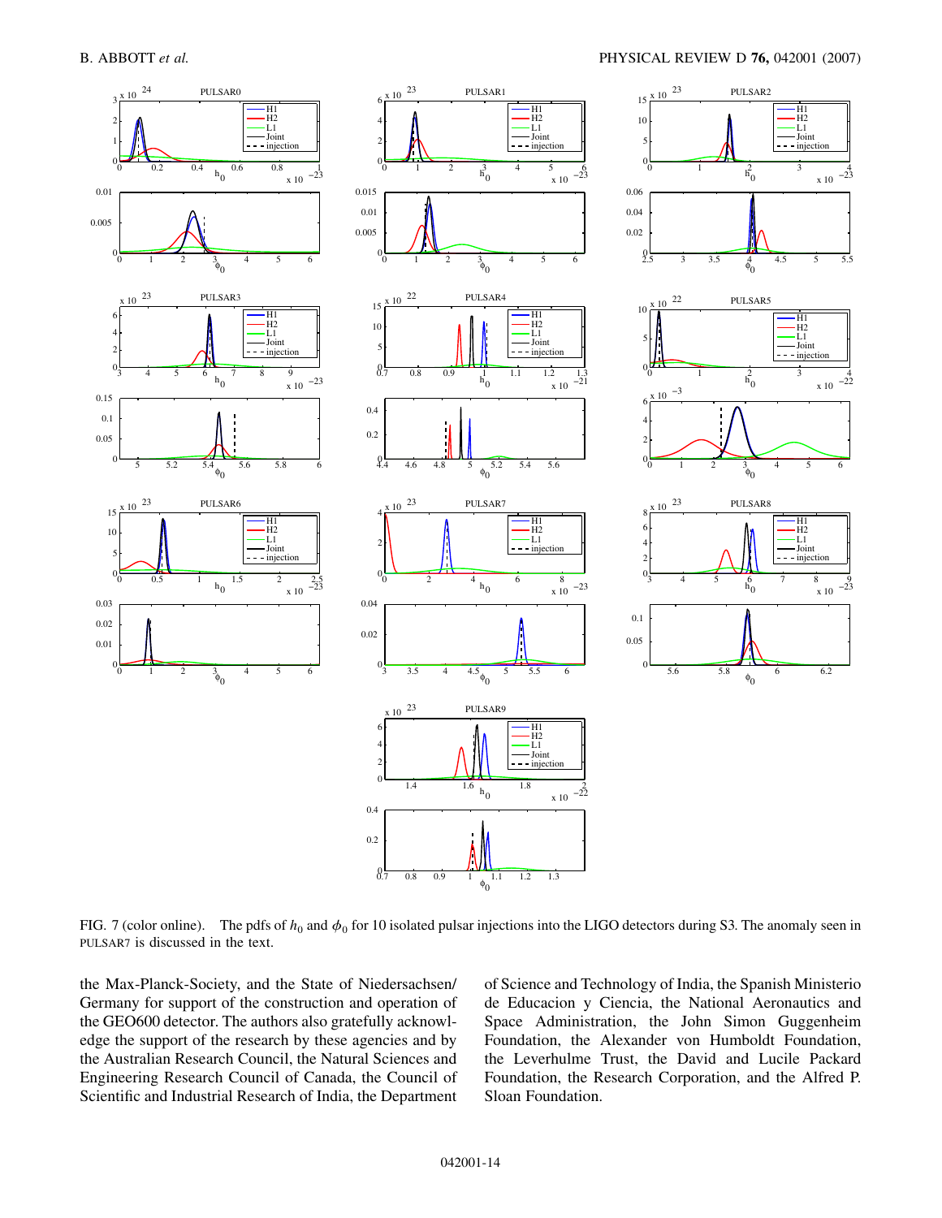FIG. 7 (color online). The pdfs of $h_0$ and $\phi_0$ for 10 isolated pulsar injections into the LIGO detectors during S3. The anomaly seen in PULSAR7 is discussed in the text.

the Max-Planck-Society, and the State of Niedersachsen/Germany for support of the construction and operation of the GEO600 detector. The authors also gratefully acknowledge the support of the research by these agencies and by the Australian Research Council, the Natural Sciences and Engineering Research Council of Canada, the Council of Scientific and Industrial Research of India, the Department of Science and Technology of India, the Spanish Ministerio de Educacion y Ciencia, the National Aeronautics and Space Administration, the John Simon Guggenheim Foundation, the Alexander von Humboldt Foundation, the Leverhulme Trust, the David and Lucile Packard Foundation, the Research Corporation, and the Alfred P. Sloan Foundation.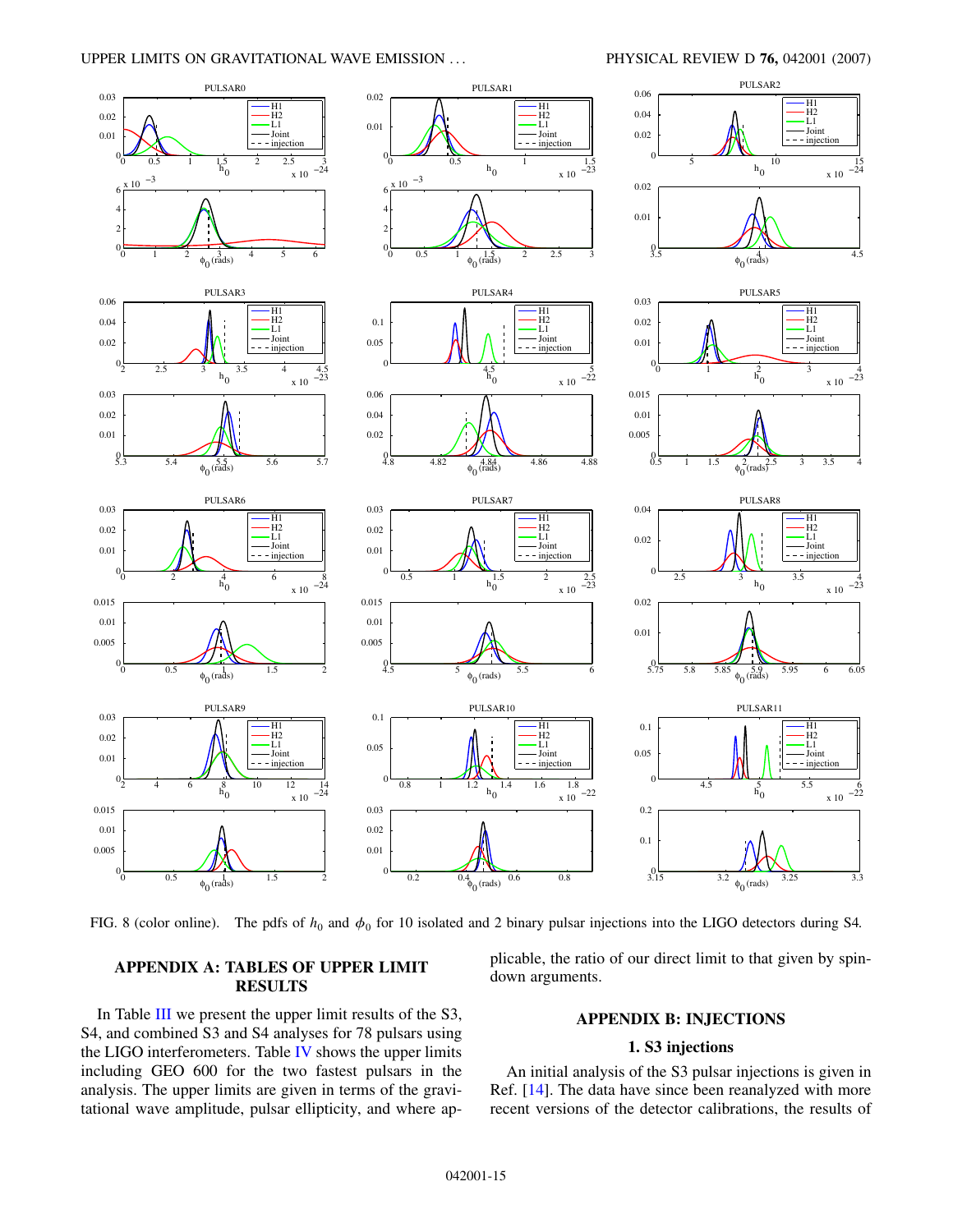FIG. 8 (color online). The pdfs of $h_0$ and $\phi_0$ for 10 isolated and 2 binary pulsar injections into the LIGO detectors during S4.

## APPENDIX A: TABLES OF UPPER LIMIT RESULTS

In Table III we present the upper limit results of the S3, S4, and combined S3 and S4 analyses for 78 pulsars using the LIGO interferometers. Table IV shows the upper limits including GEO 600 for the two fastest pulsars in the analysis. The upper limits are given in terms of the gravitational wave amplitude, pulsar ellipticity, and where applicable, the ratio of our direct limit to that given by spin-down arguments.

## APPENDIX B: INJECTIONS

### 1. S3 injections

An initial analysis of the S3 pulsar injections is given in Ref. [14]. The data have since been reanalyzed with more recent versions of the detector calibrations, the results of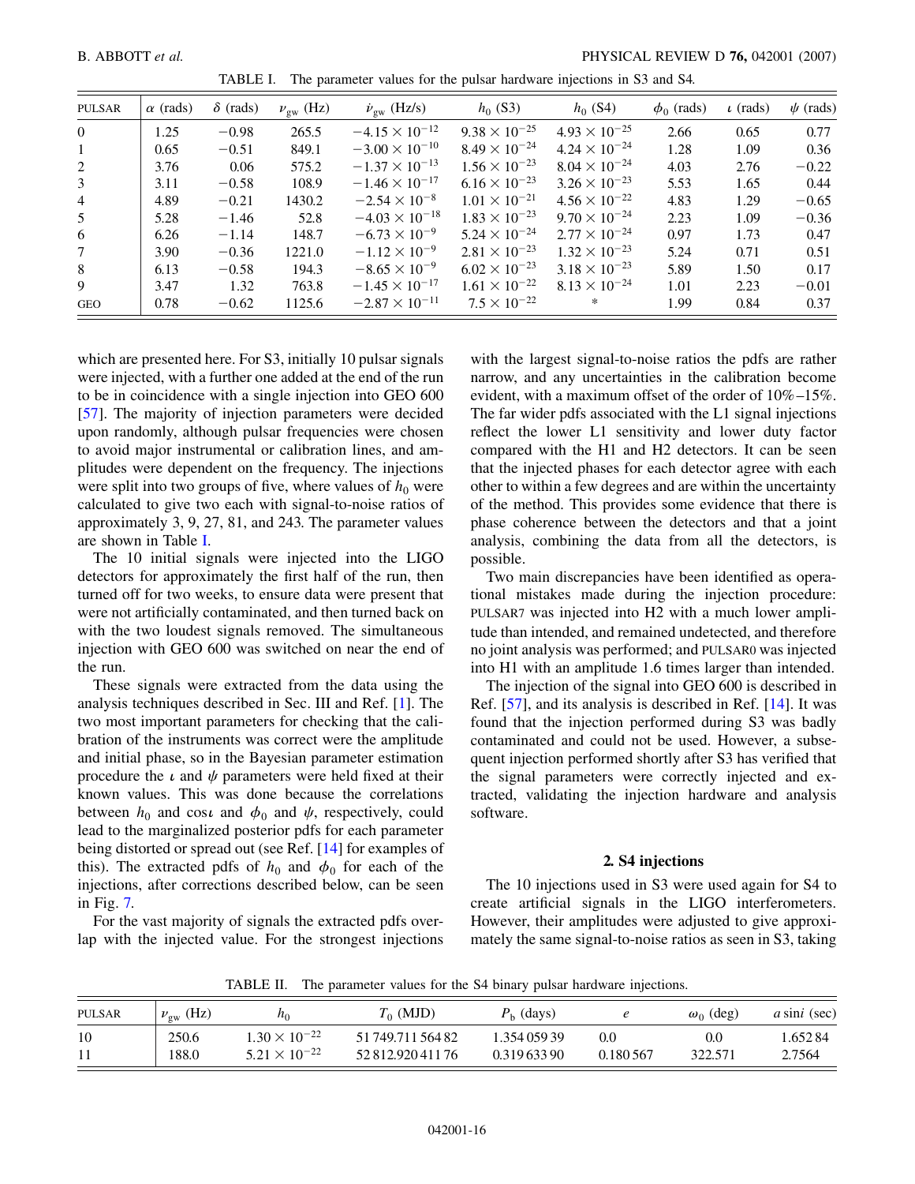TABLE I. The parameter values for the pulsar hardware injections in S3 and S4.

| PULSAR | $\alpha$ (rads) | $\delta$ (rads) | $\nu_{gw}$ (Hz) | $\dot{\nu}_{gw}$ (Hz/s) | $h_0$ (S3) | $h_0$ (S4) | $\phi_0$ (rads) | $\iota$ (rads) | $\psi$ (rads) |
|---|---|---|---|---|---|---|---|---|---|
| 0 | 1.25 | −0.98 | 265.5 | $-4.15 \times 10^{-12}$ | $9.38 \times 10^{-25}$ | $4.93 \times 10^{-25}$ | 2.66 | 0.65 | 0.77 |
| 1 | 0.65 | −0.51 | 849.1 | $-3.00 \times 10^{-10}$ | $8.49 \times 10^{-24}$ | $4.24 \times 10^{-24}$ | 1.28 | 1.09 | 0.36 |
| 2 | 3.76 | 0.06 | 575.2 | $-1.37 \times 10^{-13}$ | $1.56 \times 10^{-23}$ | $8.04 \times 10^{-24}$ | 4.03 | 2.76 | −0.22 |
| 3 | 3.11 | −0.58 | 108.9 | $-1.46 \times 10^{-17}$ | $6.16 \times 10^{-23}$ | $3.26 \times 10^{-23}$ | 5.53 | 1.65 | 0.44 |
| 4 | 4.89 | −0.21 | 1430.2 | $-2.54 \times 10^{-8}$ | $1.01 \times 10^{-21}$ | $4.56 \times 10^{-22}$ | 4.83 | 1.29 | −0.65 |
| 5 | 5.28 | −1.46 | 52.8 | $-4.03 \times 10^{-18}$ | $1.83 \times 10^{-23}$ | $9.70 \times 10^{-24}$ | 2.23 | 1.09 | −0.36 |
| 6 | 6.26 | −1.14 | 148.7 | $-6.73 \times 10^{-9}$ | $5.24 \times 10^{-24}$ | $2.77 \times 10^{-24}$ | 0.97 | 1.73 | 0.47 |
| 7 | 3.90 | −0.36 | 1221.0 | $-1.12 \times 10^{-9}$ | $2.81 \times 10^{-23}$ | $1.32 \times 10^{-23}$ | 5.24 | 0.71 | 0.51 |
| 8 | 6.13 | −0.58 | 194.3 | $-8.65 \times 10^{-9}$ | $6.02 \times 10^{-23}$ | $3.18 \times 10^{-23}$ | 5.89 | 1.50 | 0.17 |
| 9 | 3.47 | 1.32 | 763.8 | $-1.45 \times 10^{-17}$ | $1.61 \times 10^{-22}$ | $8.13 \times 10^{-24}$ | 1.01 | 2.23 | −0.01 |
| GEO | 0.78 | −0.62 | 1125.6 | $-2.87 \times 10^{-11}$ | $7.5 \times 10^{-22}$ | * | 1.99 | 0.84 | 0.37 |

which are presented here. For S3, initially 10 pulsar signals were injected, with a further one added at the end of the run to be in coincidence with a single injection into GEO 600 [57]. The majority of injection parameters were decided upon randomly, although pulsar frequencies were chosen to avoid major instrumental or calibration lines, and amplitudes were dependent on the frequency. The injections were split into two groups of five, where values of $h_0$ were calculated to give two each with signal-to-noise ratios of approximately 3, 9, 27, 81, and 243. The parameter values are shown in Table I.

The 10 initial signals were injected into the LIGO detectors for approximately the first half of the run, then turned off for two weeks, to ensure data were present that were not artificially contaminated, and then turned back on with the two loudest signals removed. The simultaneous injection with GEO 600 was switched on near the end of the run.

These signals were extracted from the data using the analysis techniques described in Sec. III and Ref. [1]. The two most important parameters for checking that the calibration of the instruments was correct were the amplitude and initial phase, so in the Bayesian parameter estimation procedure the $\iota$ and $\psi$ parameters were held fixed at their known values. This was done because the correlations between $h_0$ and $\cos\iota$ and $\phi_0$ and $\psi$, respectively, could lead to the marginalized posterior pdfs for each parameter being distorted or spread out (see Ref. [14] for examples of this). The extracted pdfs of $h_0$ and $\phi_0$ for each of the injections, after corrections described below, can be seen in Fig. 7.

For the vast majority of signals the extracted pdfs overlap with the injected value. For the strongest injections with the largest signal-to-noise ratios the pdfs are rather narrow, and any uncertainties in the calibration become evident, with a maximum offset of the order of 10%–15%. The far wider pdfs associated with the L1 signal injections reflect the lower L1 sensitivity and lower duty factor compared with the H1 and H2 detectors. It can be seen that the injected phases for each detector agree with each other to within a few degrees and are within the uncertainty of the method. This provides some evidence that there is phase coherence between the detectors and that a joint analysis, combining the data from all the detectors, is possible.

Two main discrepancies have been identified as operational mistakes made during the injection procedure: PULSAR7 was injected into H2 with a much lower amplitude than intended, and remained undetected, and therefore no joint analysis was performed; and PULSAR0 was injected into H1 with an amplitude 1.6 times larger than intended.

The injection of the signal into GEO 600 is described in Ref. [57], and its analysis is described in Ref. [14]. It was found that the injection performed during S3 was badly contaminated and could not be used. However, a subsequent injection performed shortly after S3 has verified that the signal parameters were correctly injected and extracted, validating the injection hardware and analysis software.

### 2. S4 injections

The 10 injections used in S3 were used again for S4 to create artificial signals in the LIGO interferometers. However, their amplitudes were adjusted to give approximately the same signal-to-noise ratios as seen in S3, taking

TABLE II. The parameter values for the S4 binary pulsar hardware injections.

| PULSAR | $\nu_{gw}$ (Hz) | $h_0$ | $T_0$ (MJD) | $P_b$ (days) | $e$ | $\omega_0$ (deg) | $a \sin i$ (sec) |
|---|---|---|---|---|---|---|---|
| 10 | 250.6 | $1.30 \times 10^{-22}$ | 51 749.711 564 82 | 1.354 059 39 | 0.0 | 0.0 | 1.652 84 |
| 11 | 188.0 | $5.21 \times 10^{-22}$ | 52 812.920 411 76 | 0.319 633 90 | 0.180 567 | 322.571 | 2.7564 |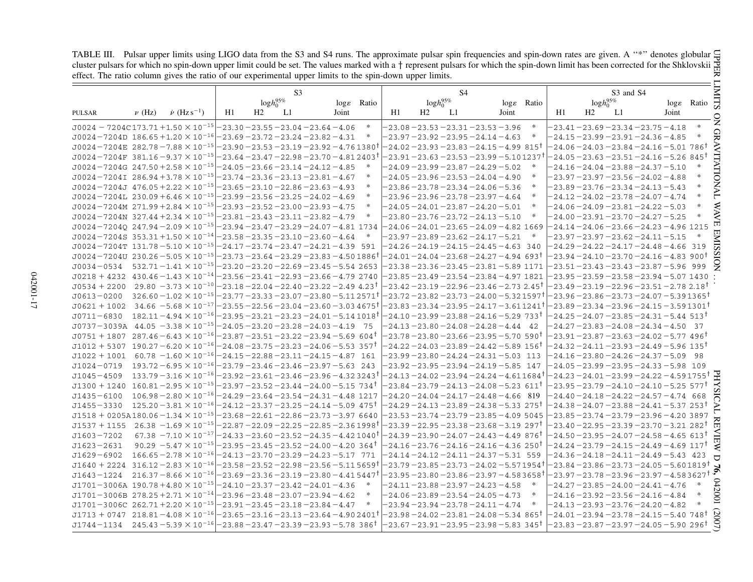TABLE III. Pulsar upper limits using LIGO data from the S3 and S4 runs. The approximate pulsar spin frequencies and spin-down rates are given. A "*" denotes globular cluster pulsars for which no spin-down upper limit could be set. The values marked with a † represent pulsars for which the spin-down limit has been corrected for the Shklovskii effect. The ratio column gives the ratio of our experimental upper limits to the spin-down upper limits.

| | | | S3 | | | | | | S4 | | | | | | S3 and S4 | | | | | |
|---|---|---|---|---|---|---|---|---|---|---|---|---|---|---|---|---|---|---|---|---|
| | | | $\log h_0^{95\%}$ | | | | $\log\varepsilon$ | Ratio | $\log h_0^{95\%}$ | | | | $\log\varepsilon$ | Ratio | $\log h_0^{95\%}$ | | | | $\log\varepsilon$ | Ratio |
| PULSAR | $\nu$ (Hz) | $\dot{\nu}$ (Hz s$^{-1}$) | H1 | H2 | L1 | Joint | | | H1 | H2 | L1 | Joint | | | H1 | H2 | L1 | Joint | | |
| J0024−7204C | 173.71 | $+1.50\times10^{-15}$ | −23.30 | −23.55 | −23.04 | −23.64 | −4.06 | * | −23.08 | −23.53 | −23.31 | −23.53 | −3.96 | * | −23.41 | −23.69 | −23.34 | −23.75 | −4.18 | * |
| J0024−7204D | 186.65 | $+1.20\times10^{-16}$ | −23.69 | −23.72 | −23.24 | −23.82 | −4.31 | * | −23.97 | −23.92 | −23.95 | −24.14 | −4.63 | * | −24.15 | −23.99 | −23.91 | −24.36 | −4.85 | * |
| J0024−7204E | 282.78 | $-7.88\times10^{-15}$ | −23.90 | −23.53 | −23.19 | −23.92 | −4.76 | 1380† | −24.02 | −23.93 | −23.83 | −24.15 | −4.99 | 815† | −24.06 | −24.03 | −23.84 | −24.16 | −5.01 | 786† |
| J0024−7204F | 381.16 | $-9.37\times10^{-15}$ | −23.64 | −23.47 | −22.98 | −23.70 | −4.81 | 2403† | −23.91 | −23.63 | −23.53 | −23.99 | −5.10 | 1237† | −24.05 | −23.63 | −23.51 | −24.16 | −5.26 | 845† |
| J0024−7204G | 247.50 | $+2.58\times10^{-15}$ | −24.05 | −23.66 | −23.14 | −24.12 | −4.85 | * | −24.09 | −23.99 | −23.87 | −24.29 | −5.02 | * | −24.16 | −24.04 | −23.88 | −24.37 | −5.10 | * |
| J0024−7204I | 286.94 | $+3.78\times10^{-15}$ | −23.74 | −23.36 | −23.13 | −23.81 | −4.67 | * | −24.05 | −23.96 | −23.53 | −24.04 | −4.90 | * | −23.97 | −23.97 | −23.56 | −24.02 | −4.88 | * |
| J0024−7204J | 476.05 | $+2.22\times10^{-15}$ | −23.65 | −23.10 | −22.86 | −23.63 | −4.93 | * | −23.86 | −23.78 | −23.34 | −24.06 | −5.36 | * | −23.89 | −23.76 | −23.34 | −24.13 | −5.43 | * |
| J0024−7204L | 230.09 | $+6.46\times10^{-15}$ | −23.99 | −23.56 | −23.25 | −24.02 | −4.69 | * | −23.96 | −23.96 | −23.78 | −23.97 | −4.64 | * | −24.12 | −24.02 | −23.78 | −24.07 | −4.74 | * |
| J0024−7204M | 271.99 | $+2.84\times10^{-15}$ | −23.93 | −23.52 | −23.00 | −23.93 | −4.75 | * | −24.05 | −24.01 | −23.87 | −24.20 | −5.01 | * | −24.06 | −24.09 | −23.81 | −24.22 | −5.03 | * |
| J0024−7204N | 327.44 | $+2.34\times10^{-15}$ | −23.81 | −23.43 | −23.11 | −23.82 | −4.79 | * | −23.80 | −23.76 | −23.72 | −24.13 | −5.10 | * | −24.00 | −23.91 | −23.70 | −24.27 | −5.25 | * |
| J0024−7204Q | 247.94 | $-2.09\times10^{-15}$ | −23.94 | −23.47 | −23.29 | −24.07 | −4.81 | 1734 | −24.06 | −24.01 | −23.65 | −24.09 | −4.82 | 1669 | −24.14 | −24.06 | −23.66 | −24.23 | −4.96 | 1215 |
| J0024−7204S | 353.31 | $+1.50\times10^{-14}$ | −23.58 | −23.35 | −23.10 | −23.60 | −4.64 | * | −23.97 | −23.89 | −23.62 | −24.17 | −5.21 | * | −23.97 | −23.97 | −23.62 | −24.11 | −5.15 | * |
| J0024−7204T | 131.78 | $-5.10\times10^{-15}$ | −24.17 | −23.74 | −23.47 | −24.21 | −4.39 | 591 | −24.26 | −24.19 | −24.15 | −24.45 | −4.63 | 340 | −24.29 | −24.22 | −24.17 | −24.48 | −4.66 | 319 |
| J0024−7204U | 230.26 | $-5.05\times10^{-15}$ | −23.73 | −23.64 | −23.29 | −23.83 | −4.50 | 1886† | −24.01 | −24.04 | −23.68 | −24.27 | −4.94 | 693† | −23.94 | −24.10 | −23.70 | −24.16 | −4.83 | 900† |
| J0034−0534 | 532.71 | $-1.41\times10^{-15}$ | −23.20 | −23.20 | −22.69 | −23.45 | −5.54 | 2653 | −23.38 | −23.36 | −23.45 | −23.81 | −5.89 | 1171 | −23.51 | −23.43 | −23.43 | −23.87 | −5.96 | 999 |
| J0218+4232 | 430.46 | $-1.43\times10^{-14}$ | −23.56 | −23.41 | −22.93 | −23.66 | −4.79 | 2740 | −23.85 | −23.49 | −23.54 | −23.84 | −4.97 | 1821 | −23.95 | −23.59 | −23.58 | −23.94 | −5.07 | 1430 |
| J0534+2200 | 29.80 | $-3.73\times10^{-10}$ | −23.18 | −22.04 | −22.40 | −23.22 | −2.49 | 4.23† | −23.42 | −23.19 | −22.96 | −23.46 | −2.73 | 2.45† | −23.49 | −23.19 | −22.96 | −23.51 | −2.78 | 2.18† |
| J0613−0200 | 326.60 | $-1.02\times10^{-15}$ | −23.77 | −23.33 | −23.07 | −23.80 | −5.11 | 2571† | −23.72 | −23.82 | −23.73 | −24.00 | −5.32 | 1597† | −23.96 | −23.86 | −23.73 | −24.07 | −5.39 | 1365† |
| J0621+1002 | 34.66 | $-5.68\times10^{-17}$ | −23.55 | −22.56 | −23.04 | −23.60 | −3.03 | 4675† | −23.83 | −23.34 | −23.95 | −24.17 | −3.61 | 1241† | −23.89 | −23.34 | −23.96 | −24.15 | −3.59 | 1301† |
| J0711−6830 | 182.11 | $-4.94\times10^{-16}$ | −23.95 | −23.21 | −23.23 | −24.01 | −5.14 | 1018† | −24.10 | −23.99 | −23.88 | −24.16 | −5.29 | 733† | −24.25 | −24.07 | −23.85 | −24.31 | −5.44 | 513† |
| J0737−3039A | 44.05 | $-3.38\times10^{-15}$ | −24.05 | −23.20 | −23.28 | −24.03 | −4.19 | 75 | −24.13 | −23.80 | −24.08 | −24.28 | −4.44 | 42 | −24.27 | −23.83 | −24.08 | −24.34 | −4.50 | 37 |
| J0751+1807 | 287.46 | $-6.43\times10^{-16}$ | −23.87 | −23.51 | −23.22 | −23.94 | −5.69 | 604† | −23.78 | −23.80 | −23.66 | −23.95 | −5.70 | 590† | −23.91 | −23.87 | −23.63 | −24.02 | −5.77 | 496† |
| J1012+5307 | 190.27 | $-6.20\times10^{-16}$ | −24.08 | −23.75 | −23.23 | −24.06 | −5.53 | 357† | −24.22 | −24.03 | −23.89 | −24.42 | −5.89 | 156† | −24.32 | −24.11 | −23.93 | −24.49 | −5.96 | 135† |
| J1022+1001 | 60.78 | $-1.60\times10^{-16}$ | −24.15 | −22.88 | −23.11 | −24.15 | −4.87 | 161 | −23.99 | −23.80 | −24.24 | −24.31 | −5.03 | 113 | −24.16 | −23.80 | −24.26 | −24.37 | −5.09 | 98 |
| J1024−0719 | 193.72 | $-6.95\times10^{-16}$ | −23.79 | −23.46 | −23.46 | −23.97 | −5.63 | 243 | −23.92 | −23.95 | −23.94 | −24.19 | −5.85 | 147 | −24.05 | −23.99 | −23.95 | −24.33 | −5.98 | 109 |
| J1045−4509 | 133.79 | $-3.16\times10^{-16}$ | −23.92 | −23.61 | −23.46 | −23.96 | −4.32 | 3243† | −24.13 | −24.02 | −23.94 | −24.24 | −4.61 | 1684† | −24.23 | −24.01 | −23.99 | −24.22 | −4.59 | 1755† |
| J1300+1240 | 160.81 | $-2.95\times10^{-15}$ | −23.97 | −23.52 | −23.44 | −24.00 | −5.15 | 734† | −23.84 | −23.79 | −24.13 | −24.08 | −5.23 | 611† | −23.95 | −23.79 | −24.10 | −24.10 | −5.25 | 577† |
| J1435−6100 | 106.98 | $-2.80\times10^{-16}$ | −24.29 | −23.64 | −23.54 | −24.31 | −4.48 | 1217 | −24.20 | −24.04 | −24.17 | −24.48 | −4.66 | 819 | −24.40 | −24.18 | −24.22 | −24.57 | −4.74 | 668 |
| J1455−3330 | 125.20 | $-3.81\times10^{-16}$ | −24.12 | −23.37 | −23.25 | −24.14 | −5.09 | 475† | −24.29 | −24.13 | −23.89 | −24.38 | −5.33 | 275† | −24.38 | −24.07 | −23.88 | −24.41 | −5.37 | 253† |
| J1518+0205A | 180.06 | $-1.34\times10^{-15}$ | −23.68 | −22.61 | −22.86 | −23.73 | −3.97 | 6640 | −23.53 | −23.74 | −23.79 | −23.85 | −4.09 | 5045 | −23.85 | −23.74 | −23.79 | −23.96 | −4.20 | 3897 |
| J1537+1155 | 26.38 | $-1.69\times10^{-15}$ | −22.87 | −22.09 | −22.25 | −22.85 | −2.36 | 1998† | −23.39 | −22.95 | −23.38 | −23.68 | −3.19 | 297† | −23.40 | −22.95 | −23.39 | −23.70 | −3.21 | 282† |
| J1603−7202 | 67.38 | $-7.10\times10^{-17}$ | −24.33 | −23.60 | −23.52 | −24.35 | −4.42 | 1040† | −24.39 | −23.90 | −24.07 | −24.43 | −4.49 | 876† | −24.50 | −23.95 | −24.07 | −24.58 | −4.65 | 613† |
| J1623−2631 | 90.29 | $-5.47\times10^{-15}$ | −23.95 | −23.45 | −23.52 | −24.00 | −4.20 | 364† | −24.16 | −23.76 | −24.16 | −24.16 | −4.36 | 250† | −24.24 | −23.79 | −24.15 | −24.49 | −4.69 | 117† |
| J1629−6902 | 166.65 | $-2.78\times10^{-16}$ | −24.13 | −23.70 | −23.29 | −24.23 | −5.17 | 771 | −24.14 | −24.12 | −24.11 | −24.37 | −5.31 | 559 | −24.36 | −24.18 | −24.11 | −24.49 | −5.43 | 423 |
| J1640+2224 | 316.12 | $-2.83\times10^{-16}$ | −23.58 | −23.52 | −22.98 | −23.56 | −5.11 | 5659† | −23.79 | −23.85 | −23.73 | −24.02 | −5.57 | 1954† | −23.84 | −23.86 | −23.73 | −24.05 | −5.60 | 1819† |
| J1643−1224 | 216.37 | $-8.66\times10^{-16}$ | −23.69 | −23.36 | −23.19 | −23.80 | −4.41 | 5447† | −23.95 | −23.80 | −23.86 | −23.97 | −4.58 | 3658† | −23.97 | −23.78 | −23.96 | −23.97 | −4.58 | 3627† |
| J1701−3006A | 190.78 | $+4.80\times10^{-15}$ | −24.10 | −23.37 | −23.42 | −24.01 | −4.36 | * | −24.11 | −23.88 | −23.97 | −24.23 | −4.58 | * | −24.27 | −23.85 | −24.00 | −24.41 | −4.76 | * |
| J1701−3006B | 278.25 | $+2.71\times10^{-14}$ | −23.96 | −23.48 | −23.07 | −23.94 | −4.62 | * | −24.06 | −23.89 | −23.54 | −24.05 | −4.73 | * | −24.16 | −23.92 | −23.56 | −24.16 | −4.84 | * |
| J1701−3006C | 262.71 | $+2.20\times10^{-15}$ | −23.91 | −23.45 | −23.18 | −23.84 | −4.47 | * | −23.94 | −23.94 | −23.78 | −24.11 | −4.74 | * | −24.13 | −23.93 | −23.76 | −24.20 | −4.82 | * |
| J1713+0747 | 218.81 | $-4.08\times10^{-16}$ | −23.65 | −23.16 | −23.13 | −23.64 | −4.90 | 2401† | −23.98 | −24.02 | −23.81 | −24.08 | −5.34 | 865† | −24.01 | −23.94 | −23.78 | −24.15 | −5.40 | 748† |
| J1744−1134 | 245.43 | $-5.39\times10^{-16}$ | −23.88 | −23.47 | −23.39 | −23.93 | −5.78 | 386† | −23.67 | −23.91 | −23.95 | −23.98 | −5.83 | 345† | −23.83 | −23.87 | −23.97 | −24.05 | −5.90 | 296† |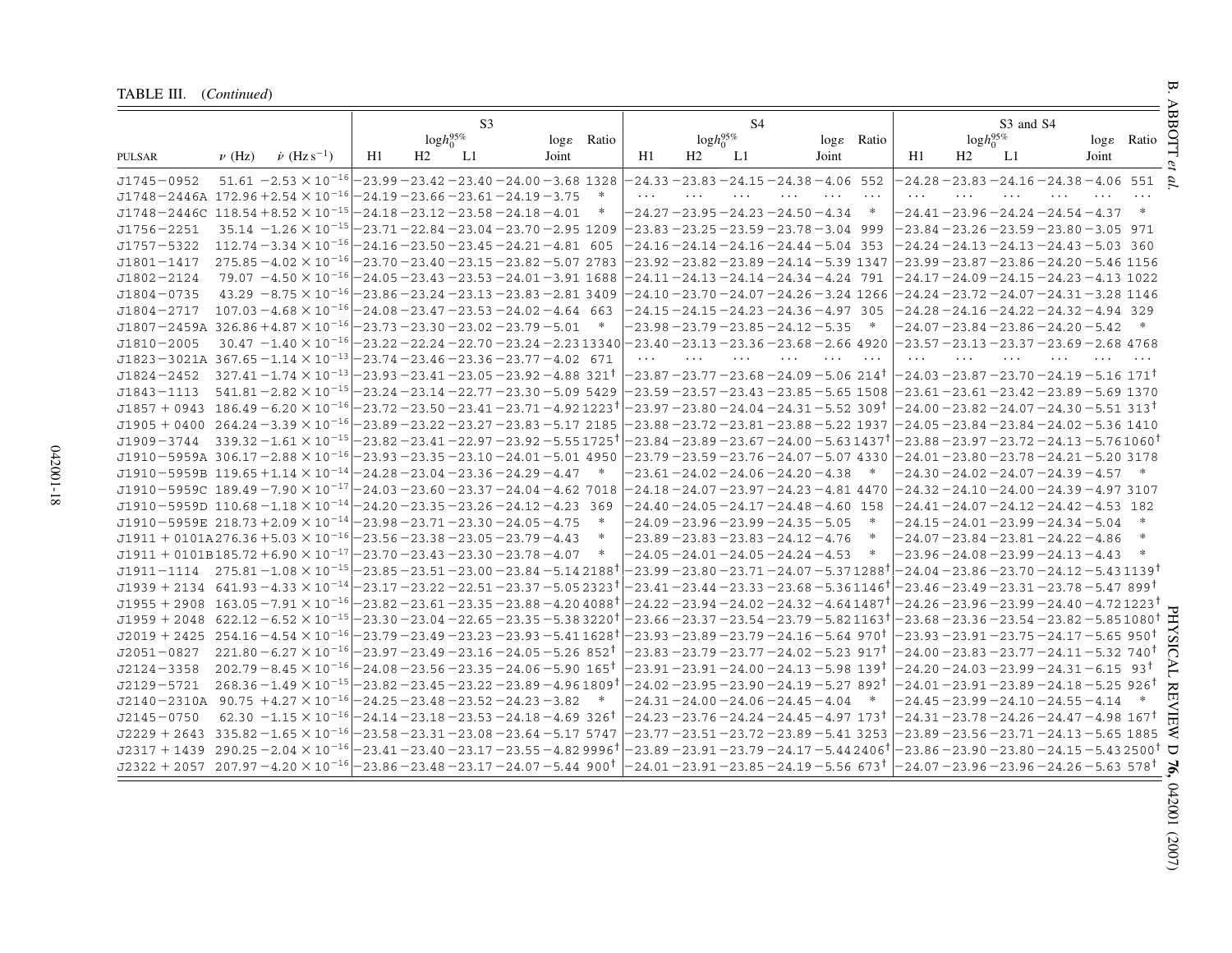TABLE III. (*Continued*)

| PULSAR | $\nu$ (Hz) | $\dot{\nu}$ (Hz s$^{-1}$) | S3 H1 $\log h_0^{95\%}$ | S3 H2 $\log h_0^{95\%}$ | S3 L1 $\log h_0^{95\%}$ | S3 Joint $\log h_0^{95\%}$ | S3 $\log\varepsilon$ | S3 Ratio | S4 H1 $\log h_0^{95\%}$ | S4 H2 $\log h_0^{95\%}$ | S4 L1 $\log h_0^{95\%}$ | S4 Joint $\log h_0^{95\%}$ | S4 $\log\varepsilon$ | S4 Ratio | S3 and S4 H1 $\log h_0^{95\%}$ | S3 and S4 H2 $\log h_0^{95\%}$ | S3 and S4 L1 $\log h_0^{95\%}$ | S3 and S4 Joint $\log h_0^{95\%}$ | S3 and S4 $\log\varepsilon$ | S3 and S4 Ratio |
|---|---|---|---|---|---|---|---|---|---|---|---|---|---|---|---|---|---|---|---|---|
| J1745−0952 | 51.61 | $-2.53\times10^{-16}$ | −23.99 | −23.42 | −23.40 | −24.00 | −3.68 | 1328 | −24.33 | −23.83 | −24.15 | −24.38 | −4.06 | 552 | −24.28 | −23.83 | −24.16 | −24.38 | −4.06 | 551 |
| J1748−2446A | 172.96 | $+2.54\times10^{-16}$ | −24.19 | −23.66 | −23.61 | −24.19 | −3.75 | * | ⋯ | ⋯ | ⋯ | ⋯ | ⋯ | ⋯ | ⋯ | ⋯ | ⋯ | ⋯ | ⋯ | ⋯ |
| J1748−2446C | 118.54 | $+8.52\times10^{-15}$ | −24.18 | −23.12 | −23.58 | −24.18 | −4.01 | * | −24.27 | −23.95 | −24.23 | −24.50 | −4.34 | * | −24.41 | −23.96 | −24.24 | −24.54 | −4.37 | * |
| J1756−2251 | 35.14 | $-1.26\times10^{-15}$ | −23.71 | −22.84 | −23.04 | −23.70 | −2.95 | 1209 | −23.83 | −23.25 | −23.59 | −23.78 | −3.04 | 999 | −23.84 | −23.26 | −23.59 | −23.80 | −3.05 | 971 |
| J1757−5322 | 112.74 | $-3.34\times10^{-16}$ | −24.16 | −23.50 | −23.45 | −24.21 | −4.81 | 605 | −24.16 | −24.14 | −24.16 | −24.44 | −5.04 | 353 | −24.24 | −24.13 | −24.13 | −24.43 | −5.03 | 360 |
| J1801−1417 | 275.85 | $-4.02\times10^{-16}$ | −23.70 | −23.40 | −23.15 | −23.82 | −5.07 | 2783 | −23.92 | −23.82 | −23.89 | −24.14 | −5.39 | 1347 | −23.99 | −23.87 | −23.86 | −24.20 | −5.46 | 1156 |
| J1802−2124 | 79.07 | $-4.50\times10^{-16}$ | −24.05 | −23.43 | −23.53 | −24.01 | −3.91 | 1688 | −24.11 | −24.13 | −24.14 | −24.34 | −4.24 | 791 | −24.17 | −24.09 | −24.15 | −24.23 | −4.13 | 1022 |
| J1804−0735 | 43.29 | $-8.75\times10^{-16}$ | −23.86 | −23.24 | −23.13 | −23.83 | −2.81 | 3409 | −24.10 | −23.70 | −24.07 | −24.26 | −3.24 | 1266 | −24.24 | −23.72 | −24.07 | −24.31 | −3.28 | 1146 |
| J1804−2717 | 107.03 | $-4.68\times10^{-16}$ | −24.08 | −23.47 | −23.53 | −24.02 | −4.64 | 663 | −24.15 | −24.15 | −24.23 | −24.36 | −4.97 | 305 | −24.28 | −24.16 | −24.22 | −24.32 | −4.94 | 329 |
| J1807−2459A | 326.86 | $+4.87\times10^{-16}$ | −23.73 | −23.30 | −23.02 | −23.79 | −5.01 | * | −23.98 | −23.79 | −23.85 | −24.12 | −5.35 | * | −24.07 | −23.84 | −23.86 | −24.20 | −5.42 | * |
| J1810−2005 | 30.47 | $-1.40\times10^{-16}$ | −23.22 | −22.24 | −22.70 | −23.24 | −2.23 | 13340 | −23.40 | −23.13 | −23.36 | −23.68 | −2.66 | 4920 | −23.57 | −23.13 | −23.37 | −23.69 | −2.68 | 4768 |
| J1823−3021A | 367.65 | $-1.14\times10^{-13}$ | −23.74 | −23.46 | −23.36 | −23.77 | −4.02 | 671 | ⋯ | ⋯ | ⋯ | ⋯ | ⋯ | ⋯ | ⋯ | ⋯ | ⋯ | ⋯ | ⋯ | ⋯ |
| J1824−2452 | 327.41 | $-1.74\times10^{-13}$ | −23.93 | −23.41 | −23.05 | −23.92 | −4.88 | 321† | −23.87 | −23.77 | −23.68 | −24.09 | −5.06 | 214† | −24.03 | −23.87 | −23.70 | −24.19 | −5.16 | 171† |
| J1843−1113 | 541.81 | $-2.82\times10^{-15}$ | −23.24 | −23.14 | −22.77 | −23.30 | −5.09 | 5429 | −23.59 | −23.57 | −23.43 | −23.85 | −5.65 | 1508 | −23.61 | −23.61 | −23.42 | −23.89 | −5.69 | 1370 |
| J1857 + 0943 | 186.49 | $-6.20\times10^{-16}$ | −23.72 | −23.50 | −23.41 | −23.71 | −4.92 | 1223† | −23.97 | −23.80 | −24.04 | −24.31 | −5.52 | 309† | −24.00 | −23.82 | −24.07 | −24.30 | −5.51 | 313† |
| J1905 + 0400 | 264.24 | $-3.39\times10^{-16}$ | −23.89 | −23.22 | −23.27 | −23.83 | −5.17 | 2185 | −23.88 | −23.72 | −23.81 | −23.88 | −5.22 | 1937 | −24.05 | −23.84 | −23.84 | −24.02 | −5.36 | 1410 |
| J1909−3744 | 339.32 | $-1.61\times10^{-15}$ | −23.82 | −23.41 | −22.97 | −23.92 | −5.55 | 1725† | −23.84 | −23.89 | −23.67 | −24.00 | −5.63 | 1437† | −23.88 | −23.97 | −23.72 | −24.13 | −5.76 | 1060† |
| J1910−5959A | 306.17 | $-2.88\times10^{-16}$ | −23.93 | −23.35 | −23.10 | −24.01 | −5.01 | 4950 | −23.79 | −23.59 | −23.76 | −24.07 | −5.07 | 4330 | −24.01 | −23.80 | −23.78 | −24.21 | −5.20 | 3178 |
| J1910−5959B | 119.65 | $+1.14\times10^{-14}$ | −24.28 | −23.04 | −23.36 | −24.29 | −4.47 | * | −23.61 | −24.02 | −24.06 | −24.20 | −4.38 | * | −24.30 | −24.02 | −24.07 | −24.39 | −4.57 | * |
| J1910−5959C | 189.49 | $-7.90\times10^{-17}$ | −24.03 | −23.60 | −23.37 | −24.04 | −4.62 | 7018 | −24.18 | −24.07 | −23.97 | −24.23 | −4.81 | 4470 | −24.32 | −24.10 | −24.00 | −24.39 | −4.97 | 3107 |
| J1910−5959D | 110.68 | $-1.18\times10^{-14}$ | −24.20 | −23.35 | −23.26 | −24.12 | −4.23 | 369 | −24.40 | −24.05 | −24.17 | −24.48 | −4.60 | 158 | −24.41 | −24.07 | −24.12 | −24.42 | −4.53 | 182 |
| J1910−5959E | 218.73 | $+2.09\times10^{-14}$ | −23.98 | −23.71 | −23.30 | −24.05 | −4.75 | * | −24.09 | −23.96 | −23.99 | −24.35 | −5.05 | * | −24.15 | −24.01 | −23.99 | −24.34 | −5.04 | * |
| J1911 + 0101A | 276.36 | $+5.03\times10^{-16}$ | −23.56 | −23.38 | −23.05 | −23.79 | −4.43 | * | −23.89 | −23.83 | −23.83 | −24.12 | −4.76 | * | −24.07 | −23.84 | −23.81 | −24.22 | −4.86 | * |
| J1911 + 0101B | 185.72 | $+6.90\times10^{-17}$ | −23.70 | −23.43 | −23.30 | −23.78 | −4.07 | * | −24.05 | −24.01 | −24.05 | −24.24 | −4.53 | * | −23.96 | −24.08 | −23.99 | −24.13 | −4.43 | * |
| J1911−1114 | 275.81 | $-1.08\times10^{-15}$ | −23.85 | −23.51 | −23.00 | −23.84 | −5.14 | 2188† | −23.99 | −23.80 | −23.71 | −24.07 | −5.37 | 1288† | −24.04 | −23.86 | −23.70 | −24.12 | −5.43 | 1139† |
| J1939 + 2134 | 641.93 | $-4.33\times10^{-14}$ | −23.17 | −23.22 | −22.51 | −23.37 | −5.05 | 2323† | −23.41 | −23.44 | −23.33 | −23.68 | −5.36 | 1146† | −23.46 | −23.49 | −23.31 | −23.78 | −5.47 | 899† |
| J1955 + 2908 | 163.05 | $-7.91\times10^{-16}$ | −23.82 | −23.61 | −23.35 | −23.88 | −4.20 | 4088† | −24.22 | −23.94 | −24.02 | −24.32 | −4.64 | 1487† | −24.26 | −23.96 | −23.99 | −24.40 | −4.72 | 1223† |
| J1959 + 2048 | 622.12 | $-6.52\times10^{-15}$ | −23.30 | −23.04 | −22.65 | −23.35 | −5.38 | 3220† | −23.66 | −23.37 | −23.54 | −23.79 | −5.82 | 1163† | −23.68 | −23.36 | −23.54 | −23.82 | −5.85 | 1080† |
| J2019 + 2425 | 254.16 | $-4.54\times10^{-16}$ | −23.79 | −23.49 | −23.23 | −23.93 | −5.41 | 1628† | −23.93 | −23.89 | −23.79 | −24.16 | −5.64 | 970† | −23.93 | −23.91 | −23.75 | −24.17 | −5.65 | 950† |
| J2051−0827 | 221.80 | $-6.27\times10^{-16}$ | −23.97 | −23.49 | −23.16 | −24.05 | −5.26 | 852† | −23.83 | −23.79 | −23.77 | −24.02 | −5.23 | 917† | −24.00 | −23.83 | −23.77 | −24.11 | −5.32 | 740† |
| J2124−3358 | 202.79 | $-8.45\times10^{-16}$ | −24.08 | −23.56 | −23.35 | −24.06 | −5.90 | 165† | −23.91 | −23.91 | −24.00 | −24.13 | −5.98 | 139† | −24.20 | −24.03 | −23.99 | −24.31 | −6.15 | 93† |
| J2129−5721 | 268.36 | $-1.49\times10^{-15}$ | −23.82 | −23.45 | −23.22 | −23.89 | −4.96 | 1809† | −24.02 | −23.95 | −23.90 | −24.19 | −5.27 | 892† | −24.01 | −23.91 | −23.89 | −24.18 | −5.25 | 926† |
| J2140−2310A | 90.75 | $+4.27\times10^{-16}$ | −24.25 | −23.48 | −23.52 | −24.23 | −3.82 | * | −24.31 | −24.00 | −24.06 | −24.45 | −4.04 | * | −24.45 | −23.99 | −24.10 | −24.55 | −4.14 | * |
| J2145−0750 | 62.30 | $-1.15\times10^{-16}$ | −24.14 | −23.18 | −23.53 | −24.18 | −4.69 | 326† | −24.23 | −23.76 | −24.24 | −24.45 | −4.97 | 173† | −24.31 | −23.78 | −24.26 | −24.47 | −4.98 | 167† |
| J2229 + 2643 | 335.82 | $-1.65\times10^{-16}$ | −23.58 | −23.31 | −23.08 | −23.64 | −5.17 | 5747 | −23.77 | −23.51 | −23.72 | −23.89 | −5.41 | 3253 | −23.89 | −23.56 | −23.71 | −24.13 | −5.65 | 1885 |
| J2317 + 1439 | 290.25 | $-2.04\times10^{-16}$ | −23.41 | −23.40 | −23.17 | −23.55 | −4.82 | 9996† | −23.89 | −23.91 | −23.79 | −24.17 | −5.44 | 2406† | −23.86 | −23.90 | −23.80 | −24.15 | −5.43 | 2500† |
| J2322 + 2057 | 207.97 | $-4.20\times10^{-16}$ | −23.86 | −23.48 | −23.17 | −24.07 | −5.44 | 900† | −24.01 | −23.91 | −23.85 | −24.19 | −5.56 | 673† | −24.07 | −23.96 | −23.96 | −24.26 | −5.63 | 578† |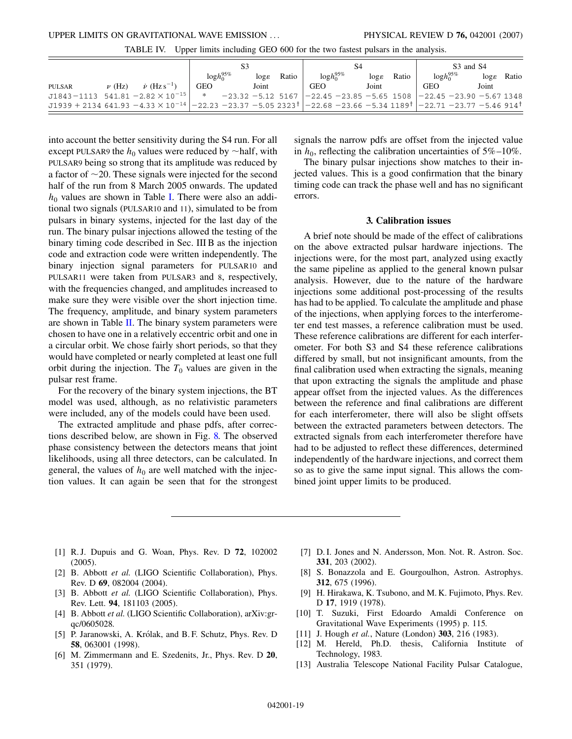TABLE IV. Upper limits including GEO 600 for the two fastest pulsars in the analysis.

| | | | S3 | | | | S4 | | | | S3 and S4 | | | |
|---|---|---|---|---|---|---|---|---|---|---|---|---|---|---|
| | | | $\log h_0^{95\%}$ | | $\log \varepsilon$ | Ratio | $\log h_0^{95\%}$ | | $\log \varepsilon$ | Ratio | $\log h_0^{95\%}$ | | $\log \varepsilon$ | Ratio |
| PULSAR | $\nu$ (Hz) | $\dot{\nu}$ (Hz s$^{-1}$) | GEO | Joint | | | GEO | Joint | | | GEO | Joint | | |
| J1843−1113 | 541.81 | $-2.82\times 10^{-15}$ | * | −23.32 | −5.12 | 5167 | −22.45 | −23.85 | −5.65 | 1508 | −22.45 | −23.90 | −5.67 | 1348 |
| J1939 + 2134 | 641.93 | $-4.33\times 10^{-14}$ | −22.23 | −23.37 | −5.05 | 2323† | −22.68 | −23.66 | −5.34 | 1189† | −22.71 | −23.77 | −5.46 | 914† |

into account the better sensitivity during the S4 run. For all except PULSAR9 the $h_0$ values were reduced by ~half, with PULSAR9 being so strong that its amplitude was reduced by a factor of ~20. These signals were injected for the second half of the run from 8 March 2005 onwards. The updated $h_0$ values are shown in Table I. There were also an additional two signals (PULSAR10 and 11), simulated to be from pulsars in binary systems, injected for the last day of the run. The binary pulsar injections allowed the testing of the binary timing code described in Sec. III B as the injection code and extraction code were written independently. The binary injection signal parameters for PULSAR10 and PULSAR11 were taken from PULSAR3 and 8, respectively, with the frequencies changed, and amplitudes increased to make sure they were visible over the short injection time. The frequency, amplitude, and binary system parameters are shown in Table II. The binary system parameters were chosen to have one in a relatively eccentric orbit and one in a circular orbit. We chose fairly short periods, so that they would have completed or nearly completed at least one full orbit during the injection. The $T_0$ values are given in the pulsar rest frame.

For the recovery of the binary system injections, the BT model was used, although, as no relativistic parameters were included, any of the models could have been used.

The extracted amplitude and phase pdfs, after corrections described below, are shown in Fig. 8. The observed phase consistency between the detectors means that joint likelihoods, using all three detectors, can be calculated. In general, the values of $h_0$ are well matched with the injection values. It can again be seen that for the strongest signals the narrow pdfs are offset from the injected value in $h_0$, reflecting the calibration uncertainties of 5%–10%.

The binary pulsar injections show matches to their injected values. This is a good confirmation that the binary timing code can track the phase well and has no significant errors.

### 3. Calibration issues

A brief note should be made of the effect of calibrations on the above extracted pulsar hardware injections. The injections were, for the most part, analyzed using exactly the same pipeline as applied to the general known pulsar analysis. However, due to the nature of the hardware injections some additional post-processing of the results has had to be applied. To calculate the amplitude and phase of the injections, when applying forces to the interferometer end test masses, a reference calibration must be used. These reference calibrations are different for each interferometer. For both S3 and S4 these reference calibrations differed by small, but not insignificant amounts, from the final calibration used when extracting the signals, meaning that upon extracting the signals the amplitude and phase appear offset from the injected values. As the differences between the reference and final calibrations are different for each interferometer, there will also be slight offsets between the extracted parameters between detectors. The extracted signals from each interferometer therefore have had to be adjusted to reflect these differences, determined independently of the hardware injections, and correct them so as to give the same input signal. This allows the combined joint upper limits to be produced.

---

[1] R. J. Dupuis and G. Woan, Phys. Rev. D **72**, 102002 (2005).

[2] B. Abbott *et al.* (LIGO Scientific Collaboration), Phys. Rev. D **69**, 082004 (2004).

[3] B. Abbott *et al.* (LIGO Scientific Collaboration), Phys. Rev. Lett. **94**, 181103 (2005).

[4] B. Abbott *et al.* (LIGO Scientific Collaboration), arXiv:gr-qc/0605028.

[5] P. Jaranowski, A. Królak, and B. F. Schutz, Phys. Rev. D **58**, 063001 (1998).

[6] M. Zimmermann and E. Szedenits, Jr., Phys. Rev. D **20**, 351 (1979).

[7] D. I. Jones and N. Andersson, Mon. Not. R. Astron. Soc. **331**, 203 (2002).

[8] S. Bonazzola and E. Gourgoulhon, Astron. Astrophys. **312**, 675 (1996).

[9] H. Hirakawa, K. Tsubono, and M. K. Fujimoto, Phys. Rev. D **17**, 1919 (1978).

[10] T. Suzuki, First Edoardo Amaldi Conference on Gravitational Wave Experiments (1995) p. 115.

[11] J. Hough *et al.*, Nature (London) **303**, 216 (1983).

[12] M. Hereld, Ph.D. thesis, California Institute of Technology, 1983.

[13] Australia Telescope National Facility Pulsar Catalogue,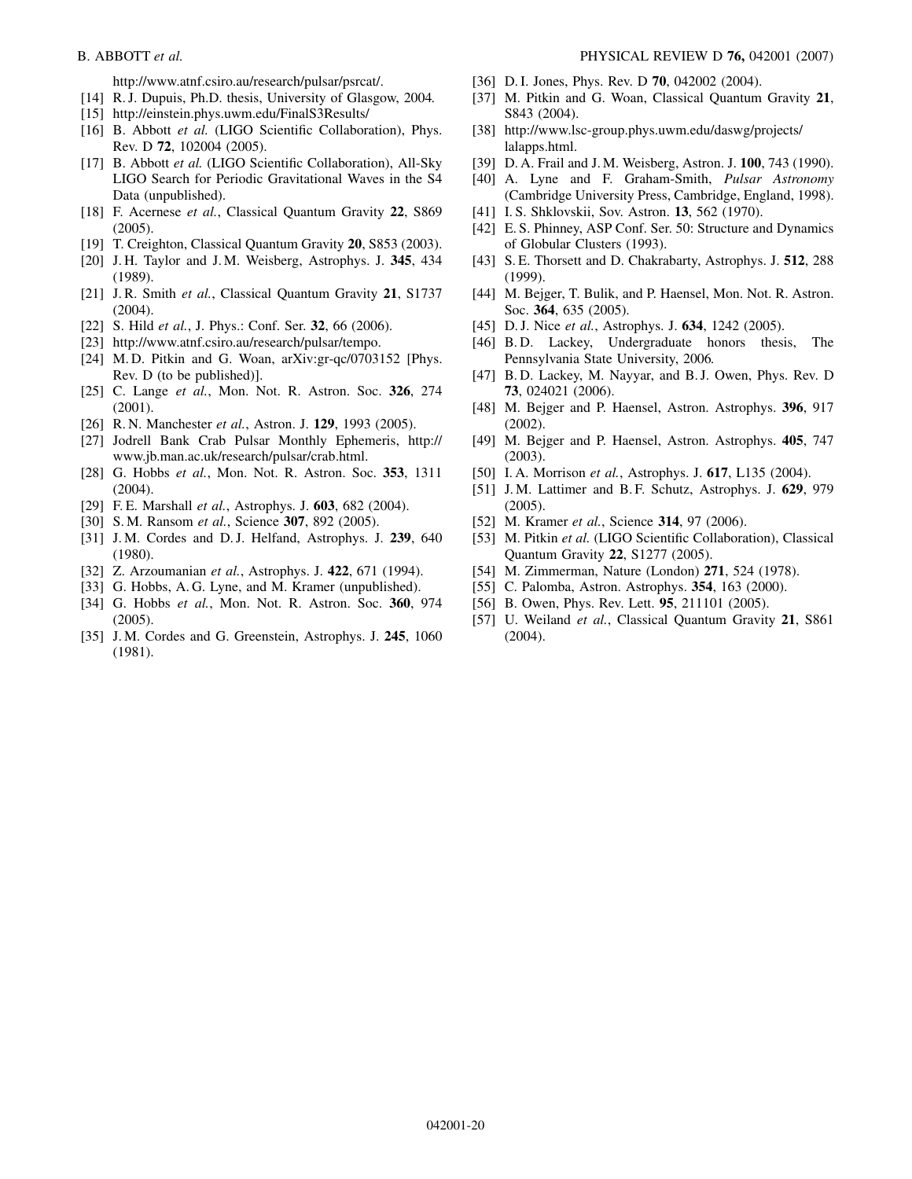http://www.atnf.csiro.au/research/pulsar/psrcat/.

[14] R. J. Dupuis, Ph.D. thesis, University of Glasgow, 2004.

[15] http://einstein.phys.uwm.edu/FinalS3Results/

[16] B. Abbott *et al.* (LIGO Scientific Collaboration), Phys. Rev. D **72**, 102004 (2005).

[17] B. Abbott *et al.* (LIGO Scientific Collaboration), All-Sky LIGO Search for Periodic Gravitational Waves in the S4 Data (unpublished).

[18] F. Acernese *et al.*, Classical Quantum Gravity **22**, S869 (2005).

[19] T. Creighton, Classical Quantum Gravity **20**, S853 (2003).

[20] J. H. Taylor and J. M. Weisberg, Astrophys. J. **345**, 434 (1989).

[21] J. R. Smith *et al.*, Classical Quantum Gravity **21**, S1737 (2004).

[22] S. Hild *et al.*, J. Phys.: Conf. Ser. **32**, 66 (2006).

[23] http://www.atnf.csiro.au/research/pulsar/tempo.

[24] M. D. Pitkin and G. Woan, arXiv:gr-qc/0703152 [Phys. Rev. D (to be published)].

[25] C. Lange *et al.*, Mon. Not. R. Astron. Soc. **326**, 274 (2001).

[26] R. N. Manchester *et al.*, Astron. J. **129**, 1993 (2005).

[27] Jodrell Bank Crab Pulsar Monthly Ephemeris, http://www.jb.man.ac.uk/research/pulsar/crab.html.

[28] G. Hobbs *et al.*, Mon. Not. R. Astron. Soc. **353**, 1311 (2004).

[29] F. E. Marshall *et al.*, Astrophys. J. **603**, 682 (2004).

[30] S. M. Ransom *et al.*, Science **307**, 892 (2005).

[31] J. M. Cordes and D. J. Helfand, Astrophys. J. **239**, 640 (1980).

[32] Z. Arzoumanian *et al.*, Astrophys. J. **422**, 671 (1994).

[33] G. Hobbs, A. G. Lyne, and M. Kramer (unpublished).

[34] G. Hobbs *et al.*, Mon. Not. R. Astron. Soc. **360**, 974 (2005).

[35] J. M. Cordes and G. Greenstein, Astrophys. J. **245**, 1060 (1981).

[36] D. I. Jones, Phys. Rev. D **70**, 042002 (2004).

[37] M. Pitkin and G. Woan, Classical Quantum Gravity **21**, S843 (2004).

[38] http://www.lsc-group.phys.uwm.edu/daswg/projects/lalapps.html.

[39] D. A. Frail and J. M. Weisberg, Astron. J. **100**, 743 (1990).

[40] A. Lyne and F. Graham-Smith, *Pulsar Astronomy* (Cambridge University Press, Cambridge, England, 1998).

[41] I. S. Shklovskii, Sov. Astron. **13**, 562 (1970).

[42] E. S. Phinney, ASP Conf. Ser. 50: Structure and Dynamics of Globular Clusters (1993).

[43] S. E. Thorsett and D. Chakrabarty, Astrophys. J. **512**, 288 (1999).

[44] M. Bejger, T. Bulik, and P. Haensel, Mon. Not. R. Astron. Soc. **364**, 635 (2005).

[45] D. J. Nice *et al.*, Astrophys. J. **634**, 1242 (2005).

[46] B. D. Lackey, Undergraduate honors thesis, The Pennsylvania State University, 2006.

[47] B. D. Lackey, M. Nayyar, and B. J. Owen, Phys. Rev. D **73**, 024021 (2006).

[48] M. Bejger and P. Haensel, Astron. Astrophys. **396**, 917 (2002).

[49] M. Bejger and P. Haensel, Astron. Astrophys. **405**, 747 (2003).

[50] I. A. Morrison *et al.*, Astrophys. J. **617**, L135 (2004).

[51] J. M. Lattimer and B. F. Schutz, Astrophys. J. **629**, 979 (2005).

[52] M. Kramer *et al.*, Science **314**, 97 (2006).

[53] M. Pitkin *et al.* (LIGO Scientific Collaboration), Classical Quantum Gravity **22**, S1277 (2005).

[54] M. Zimmerman, Nature (London) **271**, 524 (1978).

[55] C. Palomba, Astron. Astrophys. **354**, 163 (2000).

[56] B. Owen, Phys. Rev. Lett. **95**, 211101 (2005).

[57] U. Weiland *et al.*, Classical Quantum Gravity **21**, S861 (2004).